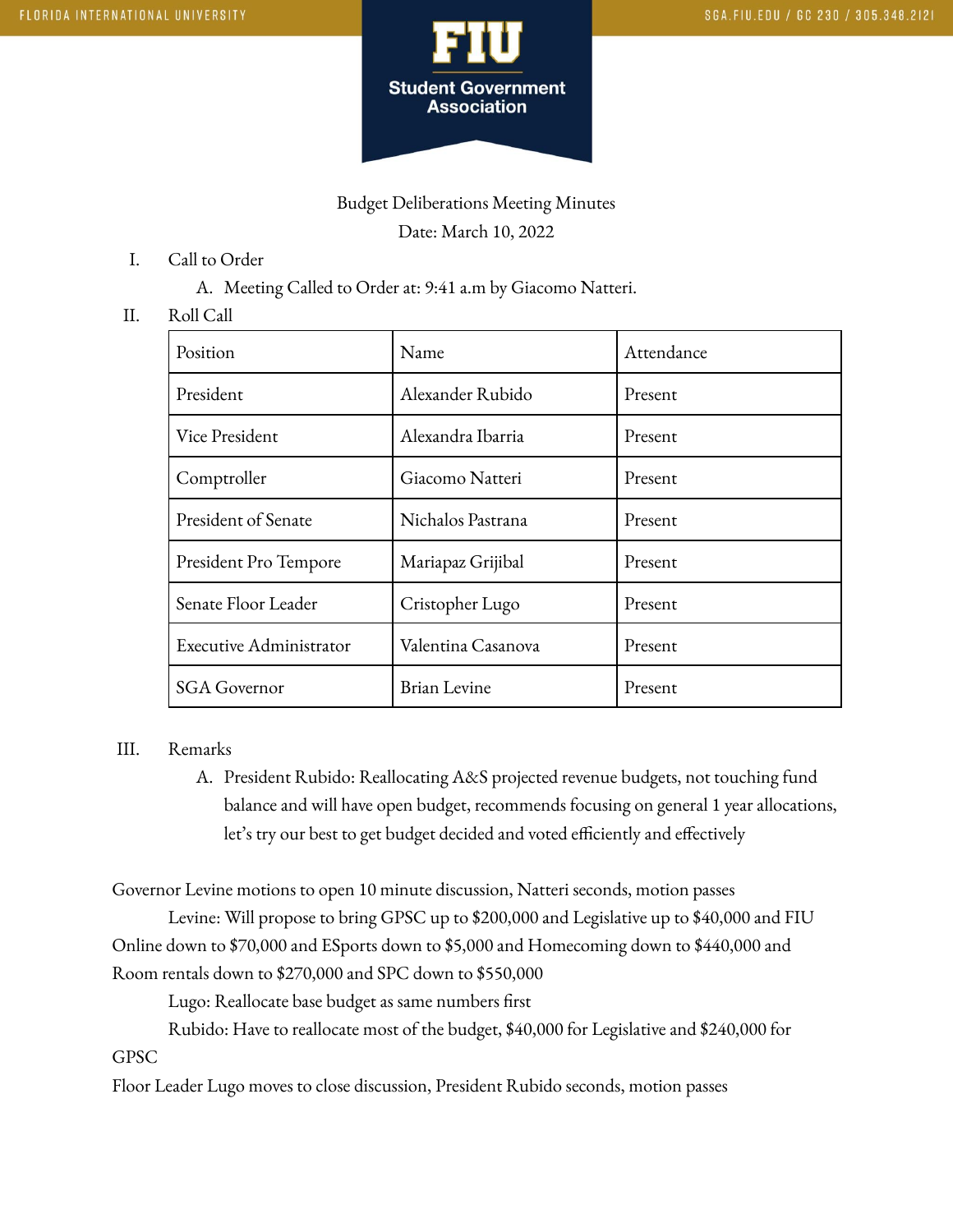FLORIDA INTERNATIONAL UNIVERSITY

SGA.FIU.EDU / GC 230 / 305.348.2121

**FIU Student Government Association**

Budget Deliberations Meeting Minutes

Date: March 10, 2022

I. Call to Order
   A. Meeting Called to Order at: 9:41 a.m by Giacomo Natteri.

II. Roll Call

| Position | Name | Attendance |
|---|---|---|
| President | Alexander Rubido | Present |
| Vice President | Alexandra Ibarria | Present |
| Comptroller | Giacomo Natteri | Present |
| President of Senate | Nichalos Pastrana | Present |
| President Pro Tempore | Mariapaz Grijibal | Present |
| Senate Floor Leader | Cristopher Lugo | Present |
| Executive Administrator | Valentina Casanova | Present |
| SGA Governor | Brian Levine | Present |

III. Remarks
   A. President Rubido: Reallocating A&S projected revenue budgets, not touching fund balance and will have open budget, recommends focusing on general 1 year allocations, let's try our best to get budget decided and voted efficiently and effectively

Governor Levine motions to open 10 minute discussion, Natteri seconds, motion passes

Levine: Will propose to bring GPSC up to $200,000 and Legislative up to $40,000 and FIU Online down to $70,000 and ESports down to $5,000 and Homecoming down to $440,000 and Room rentals down to $270,000 and SPC down to $550,000

Lugo: Reallocate base budget as same numbers first

Rubido: Have to reallocate most of the budget, $40,000 for Legislative and $240,000 for GPSC

Floor Leader Lugo moves to close discussion, President Rubido seconds, motion passes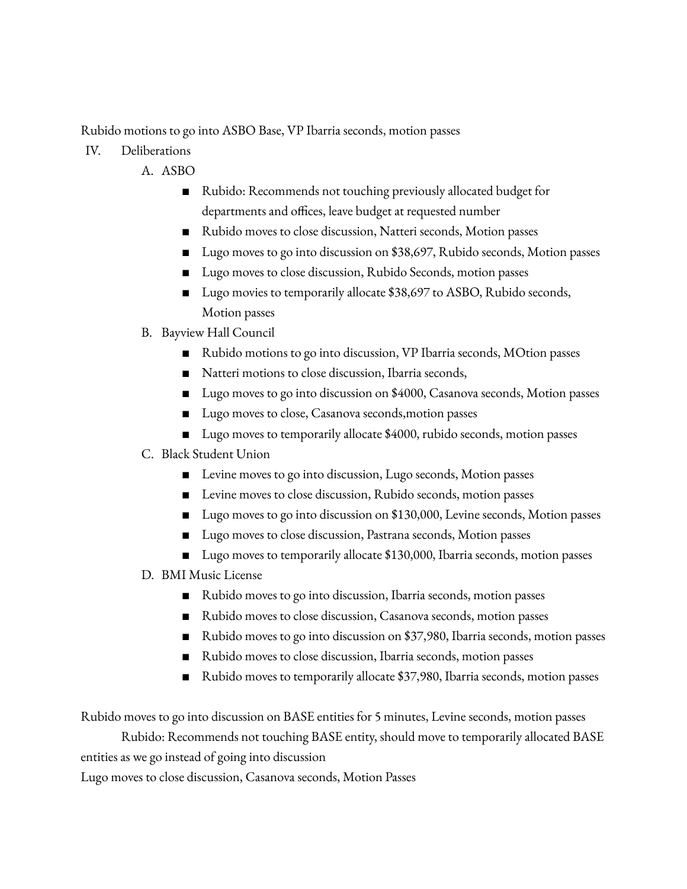Rubido motions to go into ASBO Base, VP Ibarria seconds, motion passes

IV. Deliberations

A. ASBO
- Rubido: Recommends not touching previously allocated budget for departments and offices, leave budget at requested number
- Rubido moves to close discussion, Natteri seconds, Motion passes
- Lugo moves to go into discussion on $38,697, Rubido seconds, Motion passes
- Lugo moves to close discussion, Rubido Seconds, motion passes
- Lugo movies to temporarily allocate $38,697 to ASBO, Rubido seconds, Motion passes

B. Bayview Hall Council
- Rubido motions to go into discussion, VP Ibarria seconds, MOtion passes
- Natteri motions to close discussion, Ibarria seconds,
- Lugo moves to go into discussion on $4000, Casanova seconds, Motion passes
- Lugo moves to close, Casanova seconds,motion passes
- Lugo moves to temporarily allocate $4000, rubido seconds, motion passes

C. Black Student Union
- Levine moves to go into discussion, Lugo seconds, Motion passes
- Levine moves to close discussion, Rubido seconds, motion passes
- Lugo moves to go into discussion on $130,000, Levine seconds, Motion passes
- Lugo moves to close discussion, Pastrana seconds, Motion passes
- Lugo moves to temporarily allocate $130,000, Ibarria seconds, motion passes

D. BMI Music License
- Rubido moves to go into discussion, Ibarria seconds, motion passes
- Rubido moves to close discussion, Casanova seconds, motion passes
- Rubido moves to go into discussion on $37,980, Ibarria seconds, motion passes
- Rubido moves to close discussion, Ibarria seconds, motion passes
- Rubido moves to temporarily allocate $37,980, Ibarria seconds, motion passes

Rubido moves to go into discussion on BASE entities for 5 minutes, Levine seconds, motion passes

Rubido: Recommends not touching BASE entity, should move to temporarily allocated BASE entities as we go instead of going into discussion

Lugo moves to close discussion, Casanova seconds, Motion Passes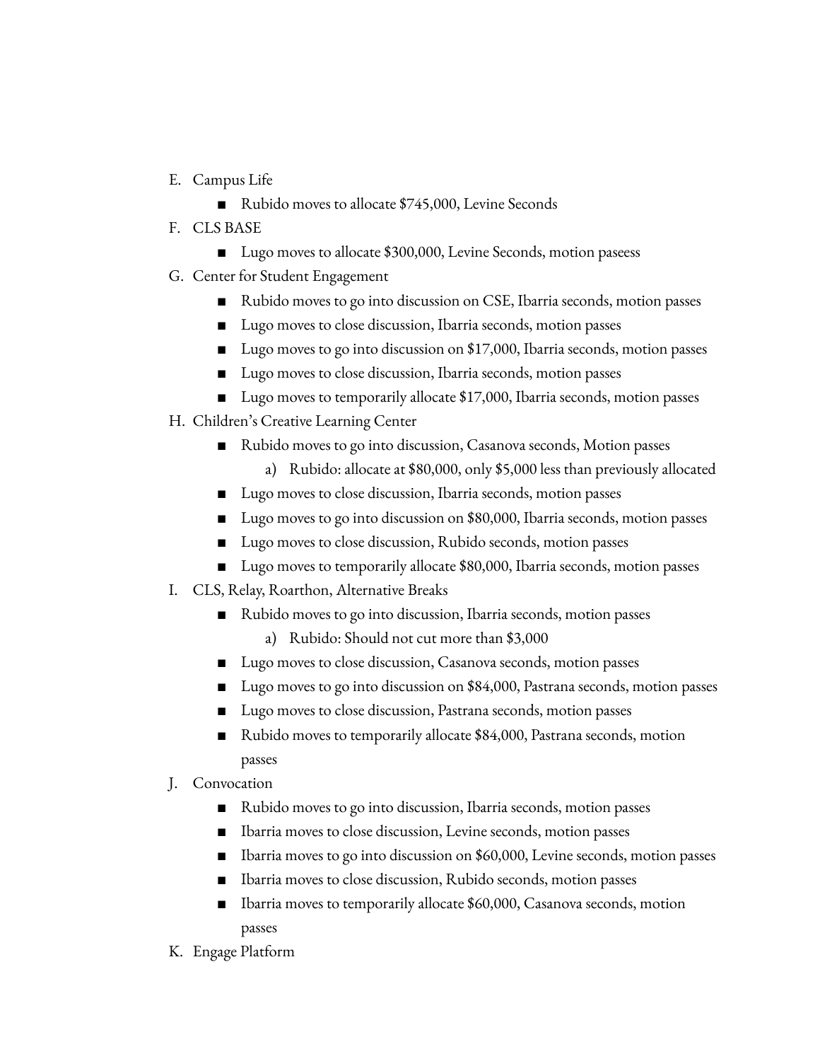E. Campus Life
    - Rubido moves to allocate $745,000, Levine Seconds
F. CLS BASE
    - Lugo moves to allocate $300,000, Levine Seconds, motion paseess
G. Center for Student Engagement
    - Rubido moves to go into discussion on CSE, Ibarria seconds, motion passes
    - Lugo moves to close discussion, Ibarria seconds, motion passes
    - Lugo moves to go into discussion on $17,000, Ibarria seconds, motion passes
    - Lugo moves to close discussion, Ibarria seconds, motion passes
    - Lugo moves to temporarily allocate $17,000, Ibarria seconds, motion passes
H. Children's Creative Learning Center
    - Rubido moves to go into discussion, Casanova seconds, Motion passes
        a) Rubido: allocate at $80,000, only $5,000 less than previously allocated
    - Lugo moves to close discussion, Ibarria seconds, motion passes
    - Lugo moves to go into discussion on $80,000, Ibarria seconds, motion passes
    - Lugo moves to close discussion, Rubido seconds, motion passes
    - Lugo moves to temporarily allocate $80,000, Ibarria seconds, motion passes
I. CLS, Relay, Roarthon, Alternative Breaks
    - Rubido moves to go into discussion, Ibarria seconds, motion passes
        a) Rubido: Should not cut more than $3,000
    - Lugo moves to close discussion, Casanova seconds, motion passes
    - Lugo moves to go into discussion on $84,000, Pastrana seconds, motion passes
    - Lugo moves to close discussion, Pastrana seconds, motion passes
    - Rubido moves to temporarily allocate $84,000, Pastrana seconds, motion passes
J. Convocation
    - Rubido moves to go into discussion, Ibarria seconds, motion passes
    - Ibarria moves to close discussion, Levine seconds, motion passes
    - Ibarria moves to go into discussion on $60,000, Levine seconds, motion passes
    - Ibarria moves to close discussion, Rubido seconds, motion passes
    - Ibarria moves to temporarily allocate $60,000, Casanova seconds, motion passes
K. Engage Platform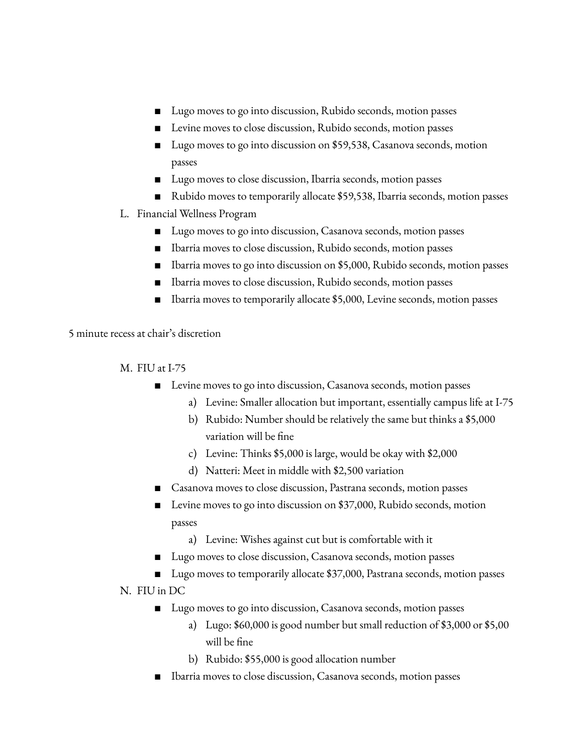- Lugo moves to go into discussion, Rubido seconds, motion passes
- Levine moves to close discussion, Rubido seconds, motion passes
- Lugo moves to go into discussion on $59,538, Casanova seconds, motion passes
- Lugo moves to close discussion, Ibarria seconds, motion passes
- Rubido moves to temporarily allocate $59,538, Ibarria seconds, motion passes

L. Financial Wellness Program
  - Lugo moves to go into discussion, Casanova seconds, motion passes
  - Ibarria moves to close discussion, Rubido seconds, motion passes
  - Ibarria moves to go into discussion on $5,000, Rubido seconds, motion passes
  - Ibarria moves to close discussion, Rubido seconds, motion passes
  - Ibarria moves to temporarily allocate $5,000, Levine seconds, motion passes

5 minute recess at chair's discretion

M. FIU at I-75
  - Levine moves to go into discussion, Casanova seconds, motion passes
    a) Levine: Smaller allocation but important, essentially campus life at I-75
    b) Rubido: Number should be relatively the same but thinks a $5,000 variation will be fine
    c) Levine: Thinks $5,000 is large, would be okay with $2,000
    d) Natteri: Meet in middle with $2,500 variation
  - Casanova moves to close discussion, Pastrana seconds, motion passes
  - Levine moves to go into discussion on $37,000, Rubido seconds, motion passes
    a) Levine: Wishes against cut but is comfortable with it
  - Lugo moves to close discussion, Casanova seconds, motion passes
  - Lugo moves to temporarily allocate $37,000, Pastrana seconds, motion passes

N. FIU in DC
  - Lugo moves to go into discussion, Casanova seconds, motion passes
    a) Lugo: $60,000 is good number but small reduction of $3,000 or $5,00 will be fine
    b) Rubido: $55,000 is good allocation number
  - Ibarria moves to close discussion, Casanova seconds, motion passes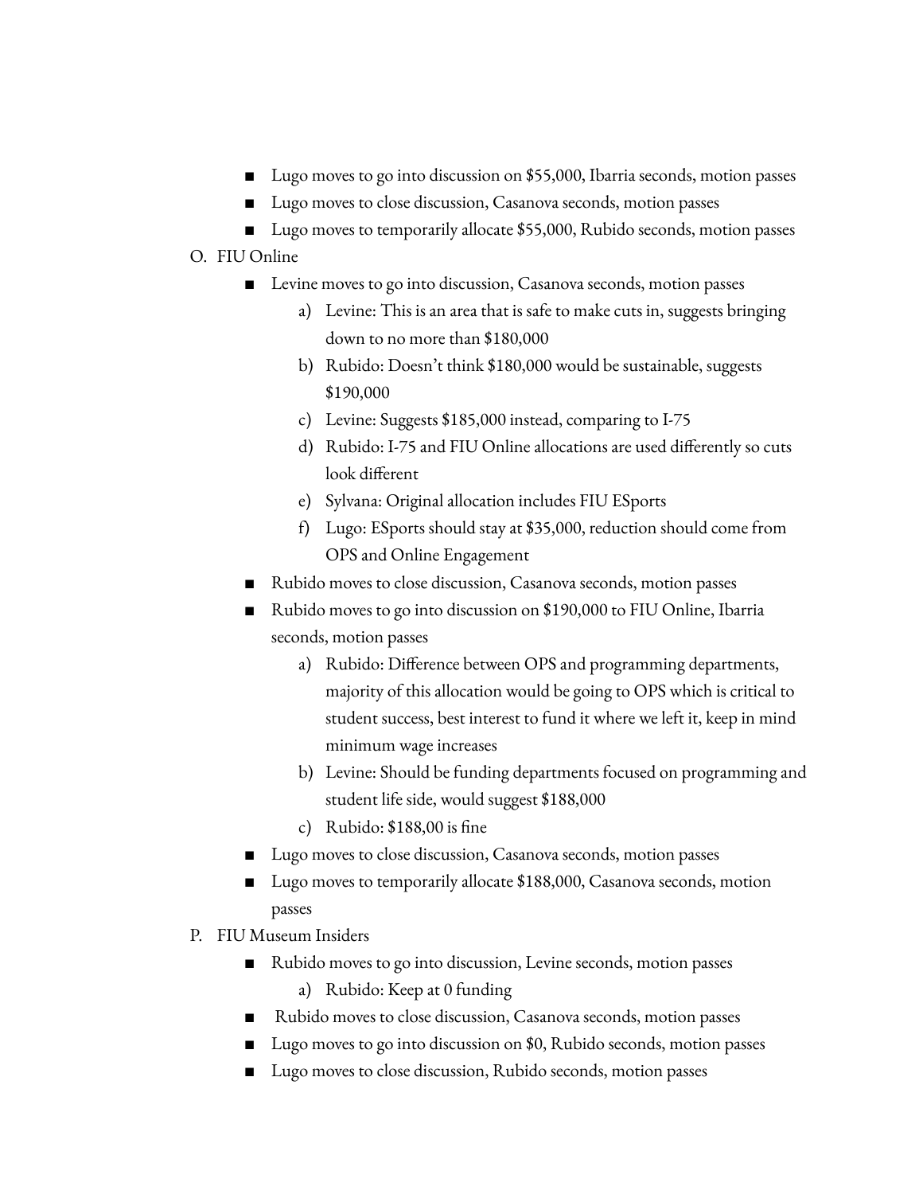- Lugo moves to go into discussion on $55,000, Ibarria seconds, motion passes
- Lugo moves to close discussion, Casanova seconds, motion passes
- Lugo moves to temporarily allocate $55,000, Rubido seconds, motion passes

O. FIU Online

- Levine moves to go into discussion, Casanova seconds, motion passes
    a) Levine: This is an area that is safe to make cuts in, suggests bringing down to no more than $180,000
    b) Rubido: Doesn't think $180,000 would be sustainable, suggests $190,000
    c) Levine: Suggests $185,000 instead, comparing to I-75
    d) Rubido: I-75 and FIU Online allocations are used differently so cuts look different
    e) Sylvana: Original allocation includes FIU ESports
    f) Lugo: ESports should stay at $35,000, reduction should come from OPS and Online Engagement
- Rubido moves to close discussion, Casanova seconds, motion passes
- Rubido moves to go into discussion on $190,000 to FIU Online, Ibarria seconds, motion passes
    a) Rubido: Difference between OPS and programming departments, majority of this allocation would be going to OPS which is critical to student success, best interest to fund it where we left it, keep in mind minimum wage increases
    b) Levine: Should be funding departments focused on programming and student life side, would suggest $188,000
    c) Rubido: $188,00 is fine
- Lugo moves to close discussion, Casanova seconds, motion passes
- Lugo moves to temporarily allocate $188,000, Casanova seconds, motion passes

P. FIU Museum Insiders

- Rubido moves to go into discussion, Levine seconds, motion passes
    a) Rubido: Keep at 0 funding
- Rubido moves to close discussion, Casanova seconds, motion passes
- Lugo moves to go into discussion on $0, Rubido seconds, motion passes
- Lugo moves to close discussion, Rubido seconds, motion passes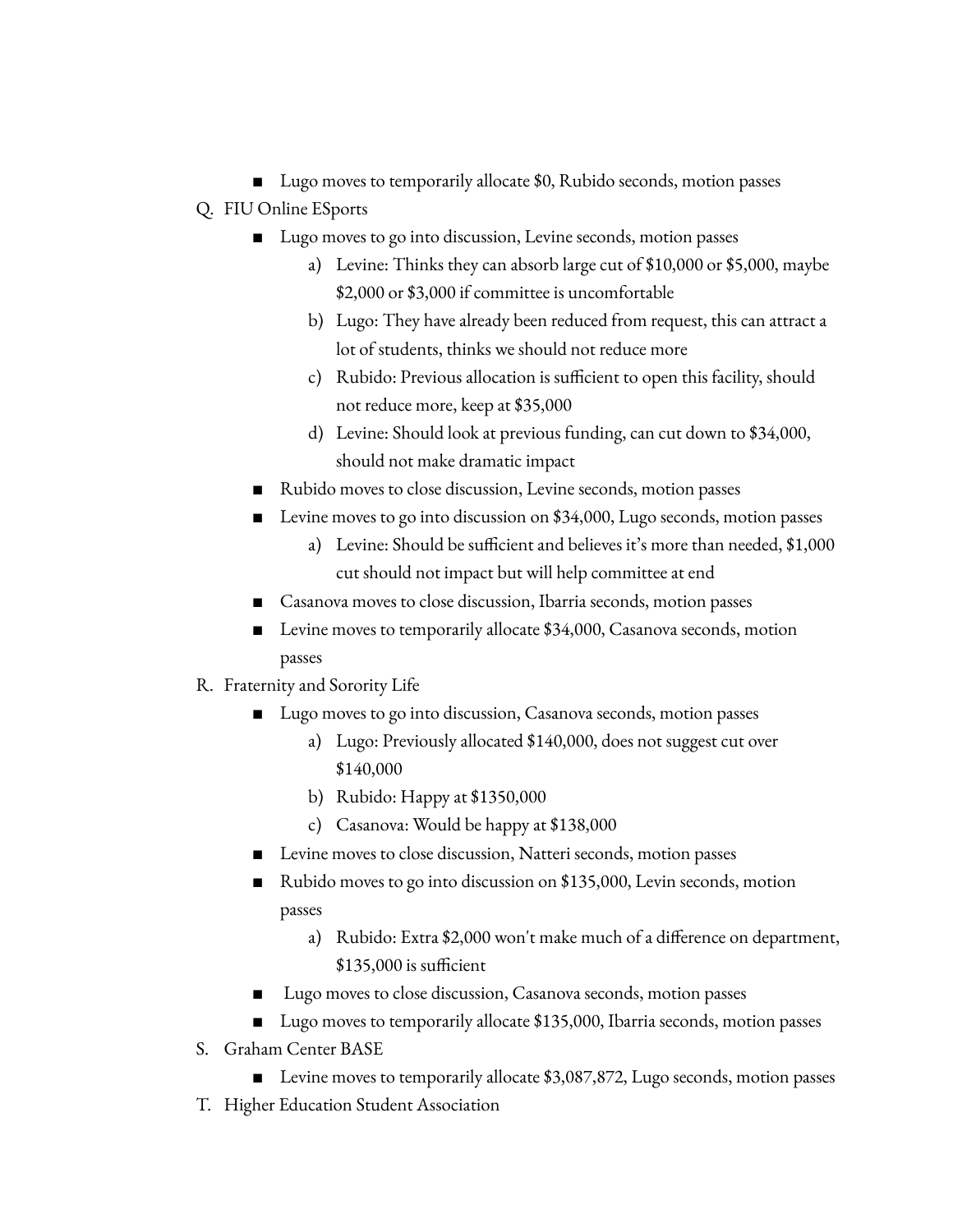- Lugo moves to temporarily allocate $0, Rubido seconds, motion passes

Q. FIU Online ESports

- Lugo moves to go into discussion, Levine seconds, motion passes
  a) Levine: Thinks they can absorb large cut of $10,000 or $5,000, maybe $2,000 or $3,000 if committee is uncomfortable
  b) Lugo: They have already been reduced from request, this can attract a lot of students, thinks we should not reduce more
  c) Rubido: Previous allocation is sufficient to open this facility, should not reduce more, keep at $35,000
  d) Levine: Should look at previous funding, can cut down to $34,000, should not make dramatic impact
- Rubido moves to close discussion, Levine seconds, motion passes
- Levine moves to go into discussion on $34,000, Lugo seconds, motion passes
  a) Levine: Should be sufficient and believes it's more than needed, $1,000 cut should not impact but will help committee at end
- Casanova moves to close discussion, Ibarria seconds, motion passes
- Levine moves to temporarily allocate $34,000, Casanova seconds, motion passes

R. Fraternity and Sorority Life

- Lugo moves to go into discussion, Casanova seconds, motion passes
  a) Lugo: Previously allocated $140,000, does not suggest cut over $140,000
  b) Rubido: Happy at $1350,000
  c) Casanova: Would be happy at $138,000
- Levine moves to close discussion, Natteri seconds, motion passes
- Rubido moves to go into discussion on $135,000, Levin seconds, motion passes
  a) Rubido: Extra $2,000 won't make much of a difference on department, $135,000 is sufficient
- Lugo moves to close discussion, Casanova seconds, motion passes
- Lugo moves to temporarily allocate $135,000, Ibarria seconds, motion passes

S. Graham Center BASE

- Levine moves to temporarily allocate $3,087,872, Lugo seconds, motion passes

T. Higher Education Student Association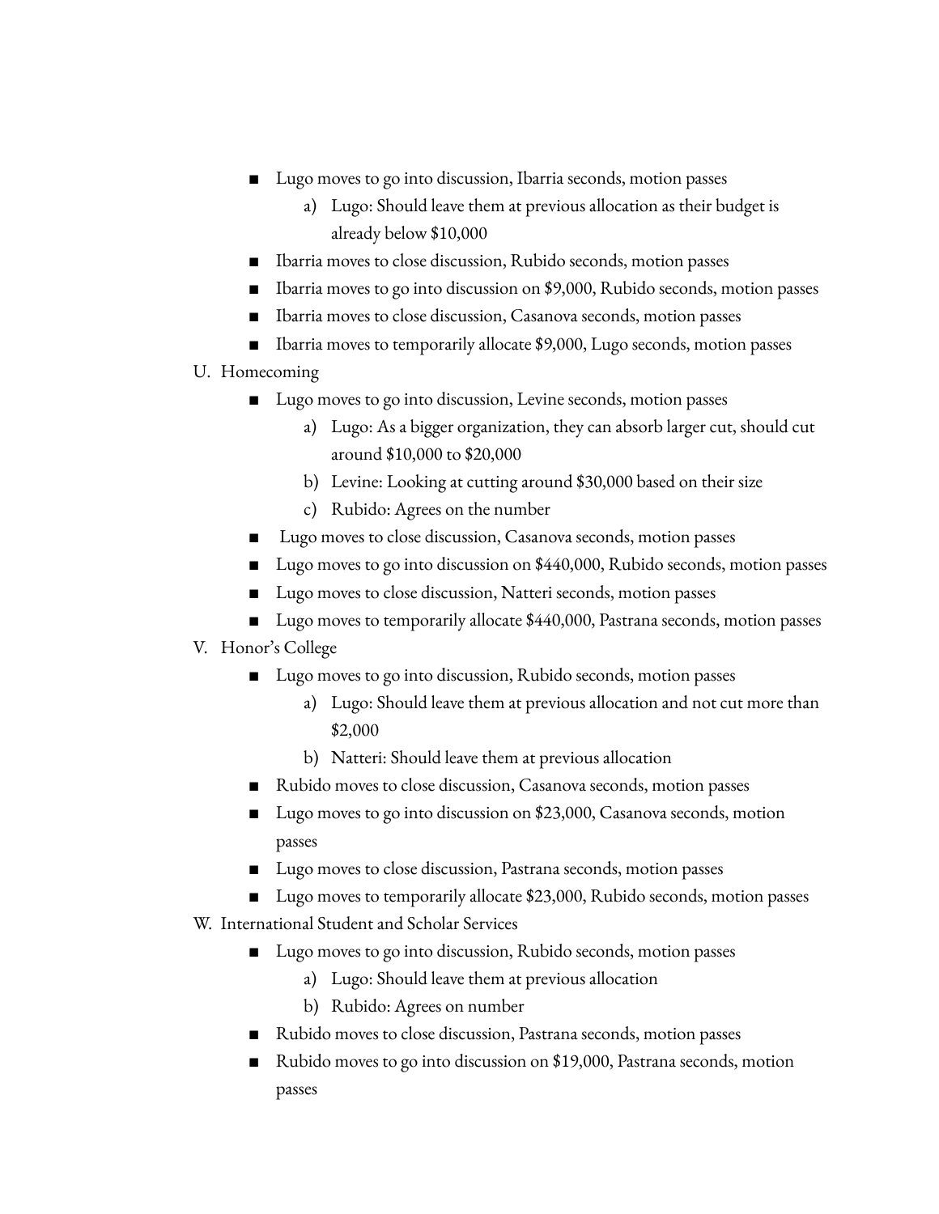- Lugo moves to go into discussion, Ibarria seconds, motion passes
    - a) Lugo: Should leave them at previous allocation as their budget is already below $10,000
- Ibarria moves to close discussion, Rubido seconds, motion passes
- Ibarria moves to go into discussion on $9,000, Rubido seconds, motion passes
- Ibarria moves to close discussion, Casanova seconds, motion passes
- Ibarria moves to temporarily allocate $9,000, Lugo seconds, motion passes

U. Homecoming

- Lugo moves to go into discussion, Levine seconds, motion passes
    - a) Lugo: As a bigger organization, they can absorb larger cut, should cut around $10,000 to $20,000
    - b) Levine: Looking at cutting around $30,000 based on their size
    - c) Rubido: Agrees on the number
- Lugo moves to close discussion, Casanova seconds, motion passes
- Lugo moves to go into discussion on $440,000, Rubido seconds, motion passes
- Lugo moves to close discussion, Natteri seconds, motion passes
- Lugo moves to temporarily allocate $440,000, Pastrana seconds, motion passes

V. Honor's College

- Lugo moves to go into discussion, Rubido seconds, motion passes
    - a) Lugo: Should leave them at previous allocation and not cut more than $2,000
    - b) Natteri: Should leave them at previous allocation
- Rubido moves to close discussion, Casanova seconds, motion passes
- Lugo moves to go into discussion on $23,000, Casanova seconds, motion passes
- Lugo moves to close discussion, Pastrana seconds, motion passes
- Lugo moves to temporarily allocate $23,000, Rubido seconds, motion passes

W. International Student and Scholar Services

- Lugo moves to go into discussion, Rubido seconds, motion passes
    - a) Lugo: Should leave them at previous allocation
    - b) Rubido: Agrees on number
- Rubido moves to close discussion, Pastrana seconds, motion passes
- Rubido moves to go into discussion on $19,000, Pastrana seconds, motion passes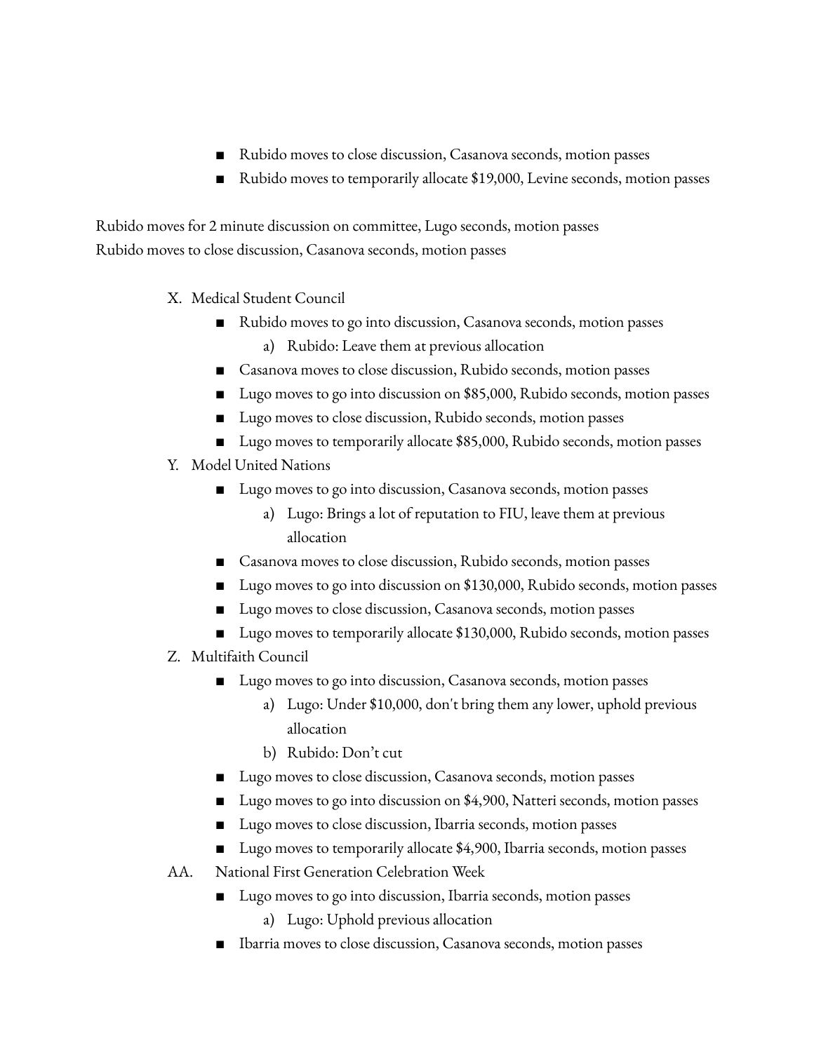- Rubido moves to close discussion, Casanova seconds, motion passes
- Rubido moves to temporarily allocate $19,000, Levine seconds, motion passes

Rubido moves for 2 minute discussion on committee, Lugo seconds, motion passes
Rubido moves to close discussion, Casanova seconds, motion passes

X. Medical Student Council
   - Rubido moves to go into discussion, Casanova seconds, motion passes
     a) Rubido: Leave them at previous allocation
   - Casanova moves to close discussion, Rubido seconds, motion passes
   - Lugo moves to go into discussion on $85,000, Rubido seconds, motion passes
   - Lugo moves to close discussion, Rubido seconds, motion passes
   - Lugo moves to temporarily allocate $85,000, Rubido seconds, motion passes

Y. Model United Nations
   - Lugo moves to go into discussion, Casanova seconds, motion passes
     a) Lugo: Brings a lot of reputation to FIU, leave them at previous allocation
   - Casanova moves to close discussion, Rubido seconds, motion passes
   - Lugo moves to go into discussion on $130,000, Rubido seconds, motion passes
   - Lugo moves to close discussion, Casanova seconds, motion passes
   - Lugo moves to temporarily allocate $130,000, Rubido seconds, motion passes

Z. Multifaith Council
   - Lugo moves to go into discussion, Casanova seconds, motion passes
     a) Lugo: Under $10,000, don't bring them any lower, uphold previous allocation
     b) Rubido: Don't cut
   - Lugo moves to close discussion, Casanova seconds, motion passes
   - Lugo moves to go into discussion on $4,900, Natteri seconds, motion passes
   - Lugo moves to close discussion, Ibarria seconds, motion passes
   - Lugo moves to temporarily allocate $4,900, Ibarria seconds, motion passes

AA. National First Generation Celebration Week
   - Lugo moves to go into discussion, Ibarria seconds, motion passes
     a) Lugo: Uphold previous allocation
   - Ibarria moves to close discussion, Casanova seconds, motion passes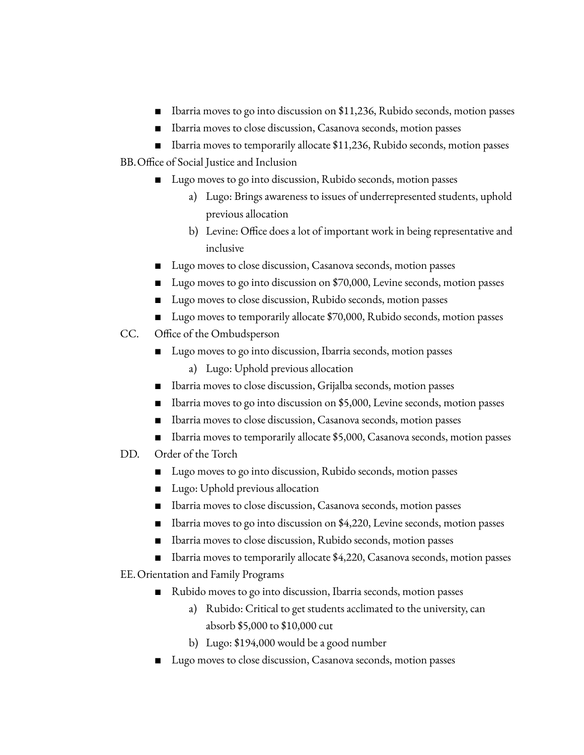- Ibarria moves to go into discussion on $11,236, Rubido seconds, motion passes
- Ibarria moves to close discussion, Casanova seconds, motion passes
- Ibarria moves to temporarily allocate $11,236, Rubido seconds, motion passes

BB. Office of Social Justice and Inclusion

- Lugo moves to go into discussion, Rubido seconds, motion passes
  - a) Lugo: Brings awareness to issues of underrepresented students, uphold previous allocation
  - b) Levine: Office does a lot of important work in being representative and inclusive
- Lugo moves to close discussion, Casanova seconds, motion passes
- Lugo moves to go into discussion on $70,000, Levine seconds, motion passes
- Lugo moves to close discussion, Rubido seconds, motion passes
- Lugo moves to temporarily allocate $70,000, Rubido seconds, motion passes

CC. Office of the Ombudsperson

- Lugo moves to go into discussion, Ibarria seconds, motion passes
  - a) Lugo: Uphold previous allocation
- Ibarria moves to close discussion, Grijalba seconds, motion passes
- Ibarria moves to go into discussion on $5,000, Levine seconds, motion passes
- Ibarria moves to close discussion, Casanova seconds, motion passes
- Ibarria moves to temporarily allocate $5,000, Casanova seconds, motion passes

DD. Order of the Torch

- Lugo moves to go into discussion, Rubido seconds, motion passes
- Lugo: Uphold previous allocation
- Ibarria moves to close discussion, Casanova seconds, motion passes
- Ibarria moves to go into discussion on $4,220, Levine seconds, motion passes
- Ibarria moves to close discussion, Rubido seconds, motion passes
- Ibarria moves to temporarily allocate $4,220, Casanova seconds, motion passes

EE. Orientation and Family Programs

- Rubido moves to go into discussion, Ibarria seconds, motion passes
  - a) Rubido: Critical to get students acclimated to the university, can absorb $5,000 to $10,000 cut
  - b) Lugo: $194,000 would be a good number
- Lugo moves to close discussion, Casanova seconds, motion passes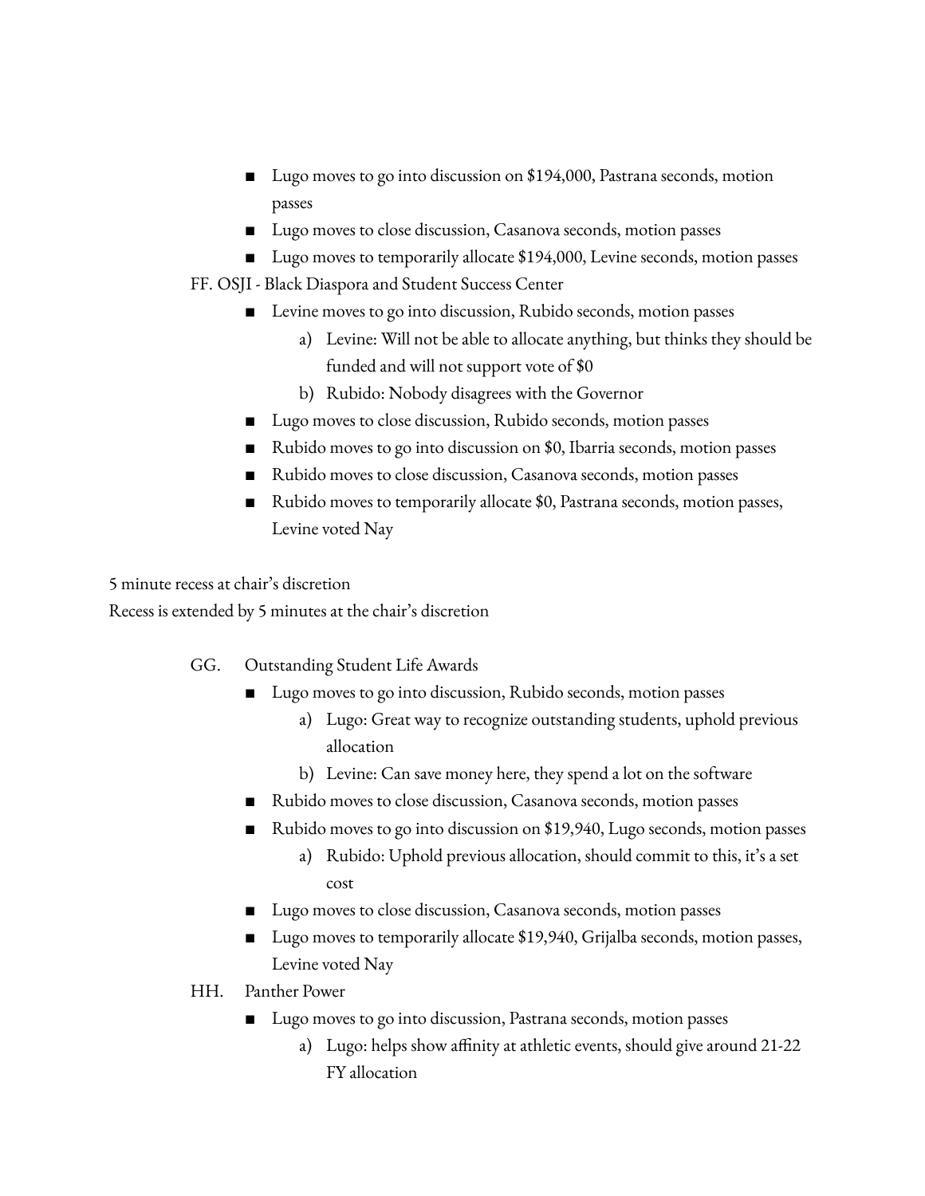- Lugo moves to go into discussion on $194,000, Pastrana seconds, motion passes
- Lugo moves to close discussion, Casanova seconds, motion passes
- Lugo moves to temporarily allocate $194,000, Levine seconds, motion passes

FF. OSJI - Black Diaspora and Student Success Center

- Levine moves to go into discussion, Rubido seconds, motion passes
  - a) Levine: Will not be able to allocate anything, but thinks they should be funded and will not support vote of $0
  - b) Rubido: Nobody disagrees with the Governor
- Lugo moves to close discussion, Rubido seconds, motion passes
- Rubido moves to go into discussion on $0, Ibarria seconds, motion passes
- Rubido moves to close discussion, Casanova seconds, motion passes
- Rubido moves to temporarily allocate $0, Pastrana seconds, motion passes, Levine voted Nay

5 minute recess at chair's discretion
Recess is extended by 5 minutes at the chair's discretion

GG. Outstanding Student Life Awards

- Lugo moves to go into discussion, Rubido seconds, motion passes
  - a) Lugo: Great way to recognize outstanding students, uphold previous allocation
  - b) Levine: Can save money here, they spend a lot on the software
- Rubido moves to close discussion, Casanova seconds, motion passes
- Rubido moves to go into discussion on $19,940, Lugo seconds, motion passes
  - a) Rubido: Uphold previous allocation, should commit to this, it's a set cost
- Lugo moves to close discussion, Casanova seconds, motion passes
- Lugo moves to temporarily allocate $19,940, Grijalba seconds, motion passes, Levine voted Nay

HH. Panther Power

- Lugo moves to go into discussion, Pastrana seconds, motion passes
  - a) Lugo: helps show affinity at athletic events, should give around 21-22 FY allocation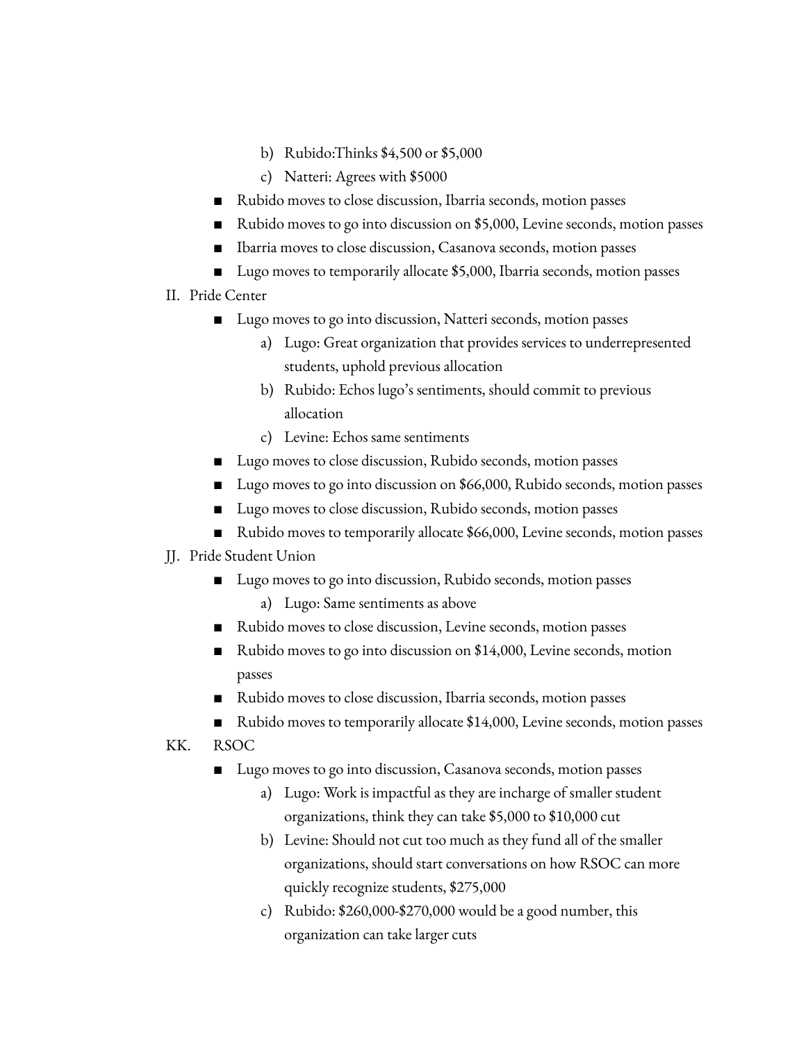- b) Rubido:Thinks $4,500 or $5,000
  - c) Natteri: Agrees with $5000
- Rubido moves to close discussion, Ibarria seconds, motion passes
- Rubido moves to go into discussion on $5,000, Levine seconds, motion passes
- Ibarria moves to close discussion, Casanova seconds, motion passes
- Lugo moves to temporarily allocate $5,000, Ibarria seconds, motion passes

II. Pride Center

- Lugo moves to go into discussion, Natteri seconds, motion passes
  - a) Lugo: Great organization that provides services to underrepresented students, uphold previous allocation
  - b) Rubido: Echos lugo's sentiments, should commit to previous allocation
  - c) Levine: Echos same sentiments
- Lugo moves to close discussion, Rubido seconds, motion passes
- Lugo moves to go into discussion on $66,000, Rubido seconds, motion passes
- Lugo moves to close discussion, Rubido seconds, motion passes
- Rubido moves to temporarily allocate $66,000, Levine seconds, motion passes

JJ. Pride Student Union

- Lugo moves to go into discussion, Rubido seconds, motion passes
  - a) Lugo: Same sentiments as above
- Rubido moves to close discussion, Levine seconds, motion passes
- Rubido moves to go into discussion on $14,000, Levine seconds, motion passes
- Rubido moves to close discussion, Ibarria seconds, motion passes
- Rubido moves to temporarily allocate $14,000, Levine seconds, motion passes

KK. RSOC

- Lugo moves to go into discussion, Casanova seconds, motion passes
  - a) Lugo: Work is impactful as they are incharge of smaller student organizations, think they can take $5,000 to $10,000 cut
  - b) Levine: Should not cut too much as they fund all of the smaller organizations, should start conversations on how RSOC can more quickly recognize students, $275,000
  - c) Rubido: $260,000-$270,000 would be a good number, this organization can take larger cuts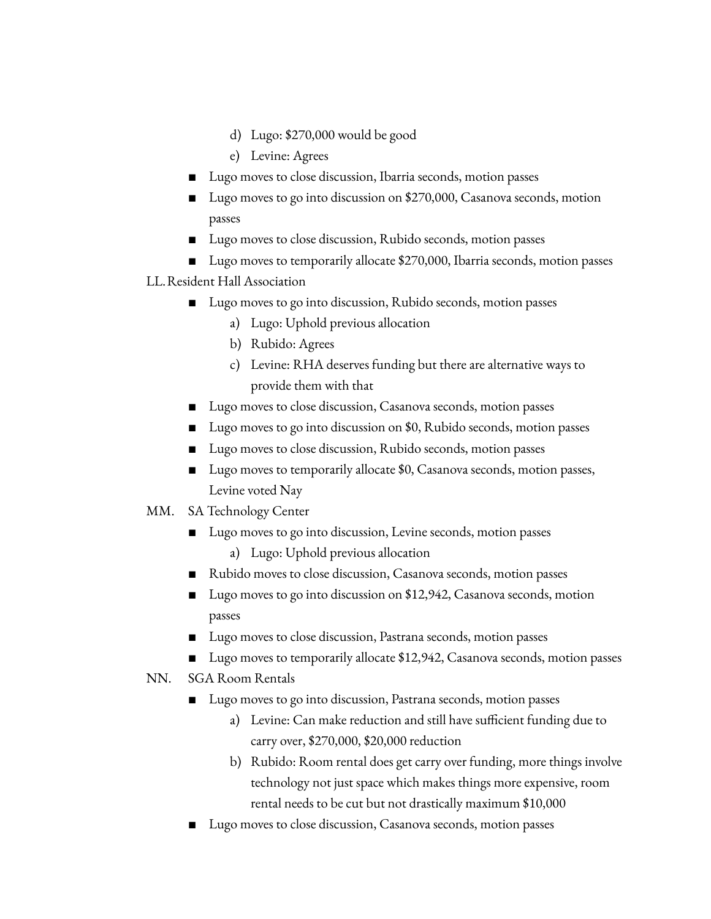d) Lugo: $270,000 would be good
e) Levine: Agrees

- Lugo moves to close discussion, Ibarria seconds, motion passes
- Lugo moves to go into discussion on $270,000, Casanova seconds, motion passes
- Lugo moves to close discussion, Rubido seconds, motion passes
- Lugo moves to temporarily allocate $270,000, Ibarria seconds, motion passes

LL. Resident Hall Association

- Lugo moves to go into discussion, Rubido seconds, motion passes
  a) Lugo: Uphold previous allocation
  b) Rubido: Agrees
  c) Levine: RHA deserves funding but there are alternative ways to provide them with that
- Lugo moves to close discussion, Casanova seconds, motion passes
- Lugo moves to go into discussion on $0, Rubido seconds, motion passes
- Lugo moves to close discussion, Rubido seconds, motion passes
- Lugo moves to temporarily allocate $0, Casanova seconds, motion passes, Levine voted Nay

MM. SA Technology Center

- Lugo moves to go into discussion, Levine seconds, motion passes
  a) Lugo: Uphold previous allocation
- Rubido moves to close discussion, Casanova seconds, motion passes
- Lugo moves to go into discussion on $12,942, Casanova seconds, motion passes
- Lugo moves to close discussion, Pastrana seconds, motion passes
- Lugo moves to temporarily allocate $12,942, Casanova seconds, motion passes

NN. SGA Room Rentals

- Lugo moves to go into discussion, Pastrana seconds, motion passes
  a) Levine: Can make reduction and still have sufficient funding due to carry over, $270,000, $20,000 reduction
  b) Rubido: Room rental does get carry over funding, more things involve technology not just space which makes things more expensive, room rental needs to be cut but not drastically maximum $10,000
- Lugo moves to close discussion, Casanova seconds, motion passes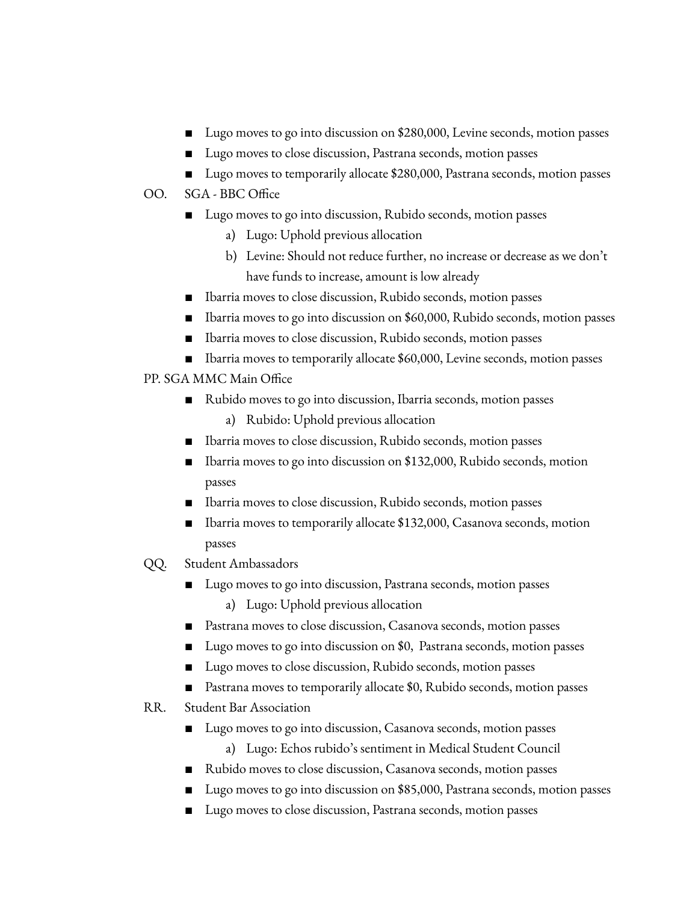- Lugo moves to go into discussion on $280,000, Levine seconds, motion passes
- Lugo moves to close discussion, Pastrana seconds, motion passes
- Lugo moves to temporarily allocate $280,000, Pastrana seconds, motion passes

OO. SGA - BBC Office

- Lugo moves to go into discussion, Rubido seconds, motion passes
  a) Lugo: Uphold previous allocation
  b) Levine: Should not reduce further, no increase or decrease as we don't have funds to increase, amount is low already
- Ibarria moves to close discussion, Rubido seconds, motion passes
- Ibarria moves to go into discussion on $60,000, Rubido seconds, motion passes
- Ibarria moves to close discussion, Rubido seconds, motion passes
- Ibarria moves to temporarily allocate $60,000, Levine seconds, motion passes

PP. SGA MMC Main Office

- Rubido moves to go into discussion, Ibarria seconds, motion passes
  a) Rubido: Uphold previous allocation
- Ibarria moves to close discussion, Rubido seconds, motion passes
- Ibarria moves to go into discussion on $132,000, Rubido seconds, motion passes
- Ibarria moves to close discussion, Rubido seconds, motion passes
- Ibarria moves to temporarily allocate $132,000, Casanova seconds, motion passes

QQ. Student Ambassadors

- Lugo moves to go into discussion, Pastrana seconds, motion passes
  a) Lugo: Uphold previous allocation
- Pastrana moves to close discussion, Casanova seconds, motion passes
- Lugo moves to go into discussion on $0, Pastrana seconds, motion passes
- Lugo moves to close discussion, Rubido seconds, motion passes
- Pastrana moves to temporarily allocate $0, Rubido seconds, motion passes

RR. Student Bar Association

- Lugo moves to go into discussion, Casanova seconds, motion passes
  a) Lugo: Echos rubido's sentiment in Medical Student Council
- Rubido moves to close discussion, Casanova seconds, motion passes
- Lugo moves to go into discussion on $85,000, Pastrana seconds, motion passes
- Lugo moves to close discussion, Pastrana seconds, motion passes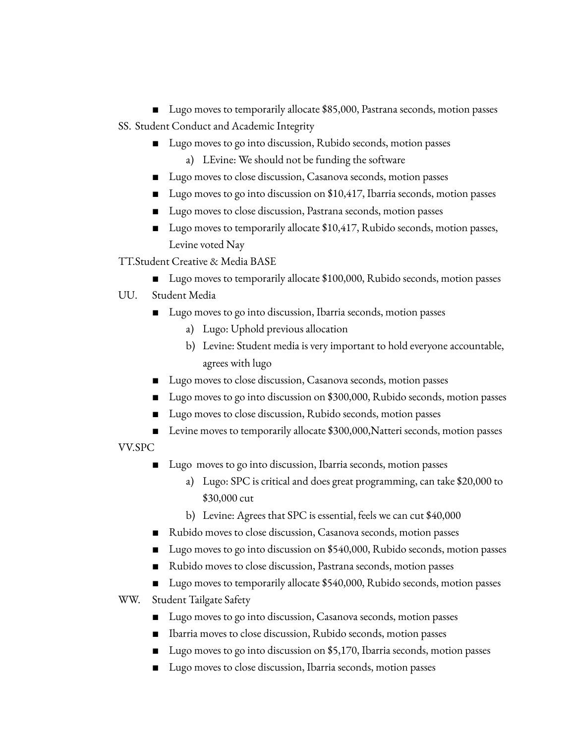- Lugo moves to temporarily allocate $85,000, Pastrana seconds, motion passes

SS. Student Conduct and Academic Integrity

- Lugo moves to go into discussion, Rubido seconds, motion passes
  a) LEvine: We should not be funding the software
- Lugo moves to close discussion, Casanova seconds, motion passes
- Lugo moves to go into discussion on $10,417, Ibarria seconds, motion passes
- Lugo moves to close discussion, Pastrana seconds, motion passes
- Lugo moves to temporarily allocate $10,417, Rubido seconds, motion passes, Levine voted Nay

TT.Student Creative & Media BASE

- Lugo moves to temporarily allocate $100,000, Rubido seconds, motion passes

UU. Student Media

- Lugo moves to go into discussion, Ibarria seconds, motion passes
  a) Lugo: Uphold previous allocation
  b) Levine: Student media is very important to hold everyone accountable, agrees with lugo
- Lugo moves to close discussion, Casanova seconds, motion passes
- Lugo moves to go into discussion on $300,000, Rubido seconds, motion passes
- Lugo moves to close discussion, Rubido seconds, motion passes
- Levine moves to temporarily allocate $300,000,Natteri seconds, motion passes

VV.SPC

- Lugo moves to go into discussion, Ibarria seconds, motion passes
  a) Lugo: SPC is critical and does great programming, can take $20,000 to $30,000 cut
  b) Levine: Agrees that SPC is essential, feels we can cut $40,000
- Rubido moves to close discussion, Casanova seconds, motion passes
- Lugo moves to go into discussion on $540,000, Rubido seconds, motion passes
- Rubido moves to close discussion, Pastrana seconds, motion passes
- Lugo moves to temporarily allocate $540,000, Rubido seconds, motion passes

WW. Student Tailgate Safety

- Lugo moves to go into discussion, Casanova seconds, motion passes
- Ibarria moves to close discussion, Rubido seconds, motion passes
- Lugo moves to go into discussion on $5,170, Ibarria seconds, motion passes
- Lugo moves to close discussion, Ibarria seconds, motion passes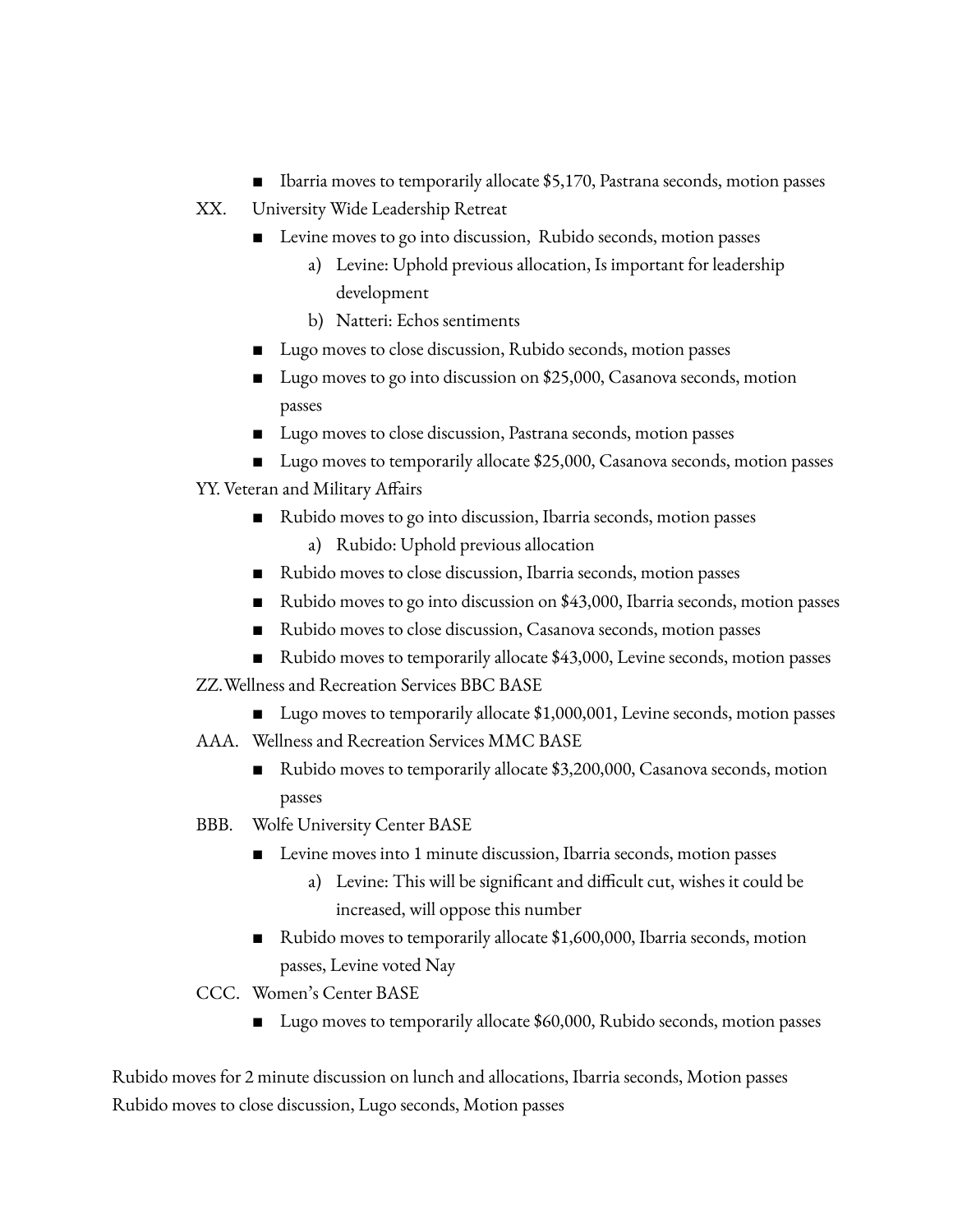- Ibarria moves to temporarily allocate $5,170, Pastrana seconds, motion passes

XX. University Wide Leadership Retreat

- Levine moves to go into discussion,  Rubido seconds, motion passes
    a) Levine: Uphold previous allocation, Is important for leadership development
    b) Natteri: Echos sentiments
- Lugo moves to close discussion, Rubido seconds, motion passes
- Lugo moves to go into discussion on $25,000, Casanova seconds, motion passes
- Lugo moves to close discussion, Pastrana seconds, motion passes
- Lugo moves to temporarily allocate $25,000, Casanova seconds, motion passes

YY. Veteran and Military Affairs

- Rubido moves to go into discussion, Ibarria seconds, motion passes
    a) Rubido: Uphold previous allocation
- Rubido moves to close discussion, Ibarria seconds, motion passes
- Rubido moves to go into discussion on $43,000, Ibarria seconds, motion passes
- Rubido moves to close discussion, Casanova seconds, motion passes
- Rubido moves to temporarily allocate $43,000, Levine seconds, motion passes

ZZ. Wellness and Recreation Services BBC BASE

- Lugo moves to temporarily allocate $1,000,001, Levine seconds, motion passes

AAA. Wellness and Recreation Services MMC BASE

- Rubido moves to temporarily allocate $3,200,000, Casanova seconds, motion passes

BBB. Wolfe University Center BASE

- Levine moves into 1 minute discussion, Ibarria seconds, motion passes
    a) Levine: This will be significant and difficult cut, wishes it could be increased, will oppose this number
- Rubido moves to temporarily allocate $1,600,000, Ibarria seconds, motion passes, Levine voted Nay

CCC. Women's Center BASE

- Lugo moves to temporarily allocate $60,000, Rubido seconds, motion passes

Rubido moves for 2 minute discussion on lunch and allocations, Ibarria seconds, Motion passes
Rubido moves to close discussion, Lugo seconds, Motion passes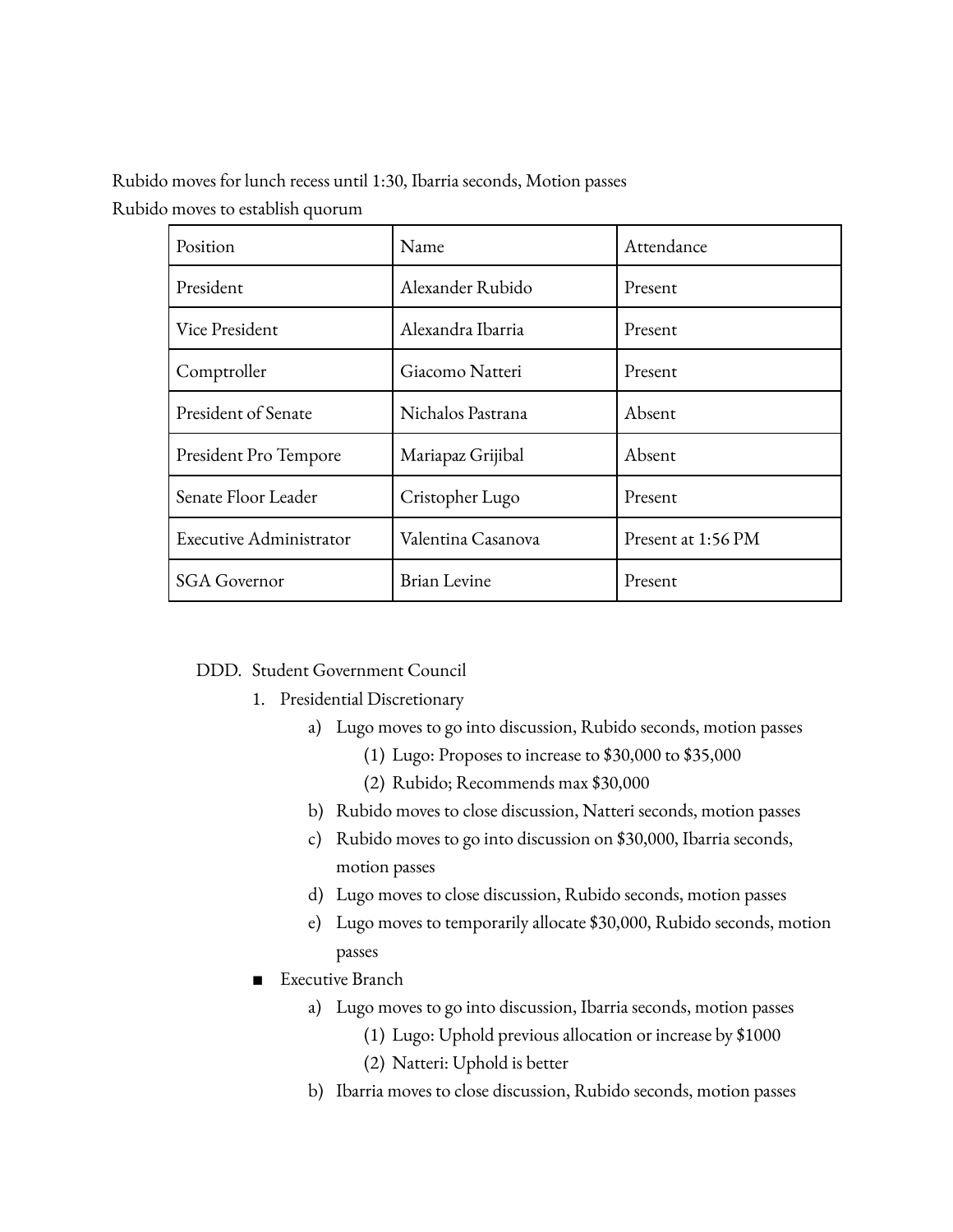Rubido moves for lunch recess until 1:30, Ibarria seconds, Motion passes
Rubido moves to establish quorum

| Position | Name | Attendance |
|---|---|---|
| President | Alexander Rubido | Present |
| Vice President | Alexandra Ibarria | Present |
| Comptroller | Giacomo Natteri | Present |
| President of Senate | Nichalos Pastrana | Absent |
| President Pro Tempore | Mariapaz Grijibal | Absent |
| Senate Floor Leader | Cristopher Lugo | Present |
| Executive Administrator | Valentina Casanova | Present at 1:56 PM |
| SGA Governor | Brian Levine | Present |

DDD. Student Government Council

1. Presidential Discretionary
   - a) Lugo moves to go into discussion, Rubido seconds, motion passes
     - (1) Lugo: Proposes to increase to $30,000 to $35,000
     - (2) Rubido; Recommends max $30,000
   - b) Rubido moves to close discussion, Natteri seconds, motion passes
   - c) Rubido moves to go into discussion on $30,000, Ibarria seconds, motion passes
   - d) Lugo moves to close discussion, Rubido seconds, motion passes
   - e) Lugo moves to temporarily allocate $30,000, Rubido seconds, motion passes

- Executive Branch
   - a) Lugo moves to go into discussion, Ibarria seconds, motion passes
     - (1) Lugo: Uphold previous allocation or increase by $1000
     - (2) Natteri: Uphold is better
   - b) Ibarria moves to close discussion, Rubido seconds, motion passes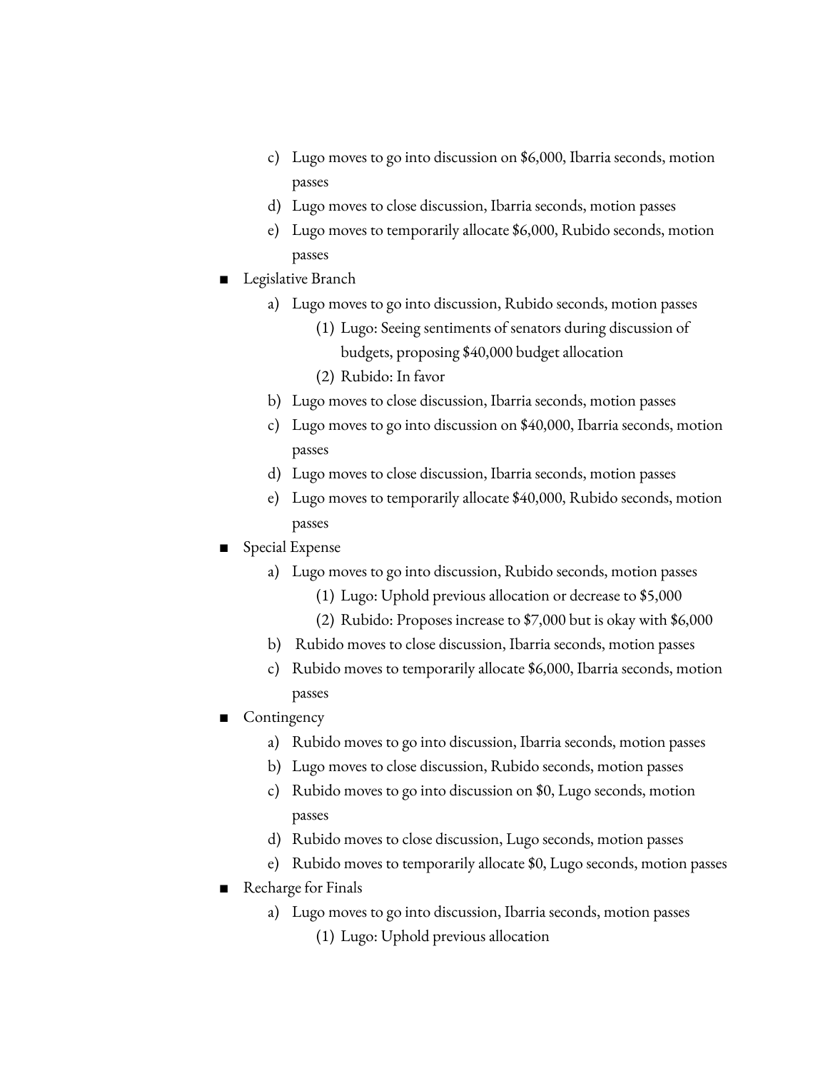c) Lugo moves to go into discussion on $6,000, Ibarria seconds, motion passes
d) Lugo moves to close discussion, Ibarria seconds, motion passes
e) Lugo moves to temporarily allocate $6,000, Rubido seconds, motion passes

- Legislative Branch
  a) Lugo moves to go into discussion, Rubido seconds, motion passes
     (1) Lugo: Seeing sentiments of senators during discussion of budgets, proposing $40,000 budget allocation
     (2) Rubido: In favor
  b) Lugo moves to close discussion, Ibarria seconds, motion passes
  c) Lugo moves to go into discussion on $40,000, Ibarria seconds, motion passes
  d) Lugo moves to close discussion, Ibarria seconds, motion passes
  e) Lugo moves to temporarily allocate $40,000, Rubido seconds, motion passes
- Special Expense
  a) Lugo moves to go into discussion, Rubido seconds, motion passes
     (1) Lugo: Uphold previous allocation or decrease to $5,000
     (2) Rubido: Proposes increase to $7,000 but is okay with $6,000
  b) Rubido moves to close discussion, Ibarria seconds, motion passes
  c) Rubido moves to temporarily allocate $6,000, Ibarria seconds, motion passes
- Contingency
  a) Rubido moves to go into discussion, Ibarria seconds, motion passes
  b) Lugo moves to close discussion, Rubido seconds, motion passes
  c) Rubido moves to go into discussion on $0, Lugo seconds, motion passes
  d) Rubido moves to close discussion, Lugo seconds, motion passes
  e) Rubido moves to temporarily allocate $0, Lugo seconds, motion passes
- Recharge for Finals
  a) Lugo moves to go into discussion, Ibarria seconds, motion passes
     (1) Lugo: Uphold previous allocation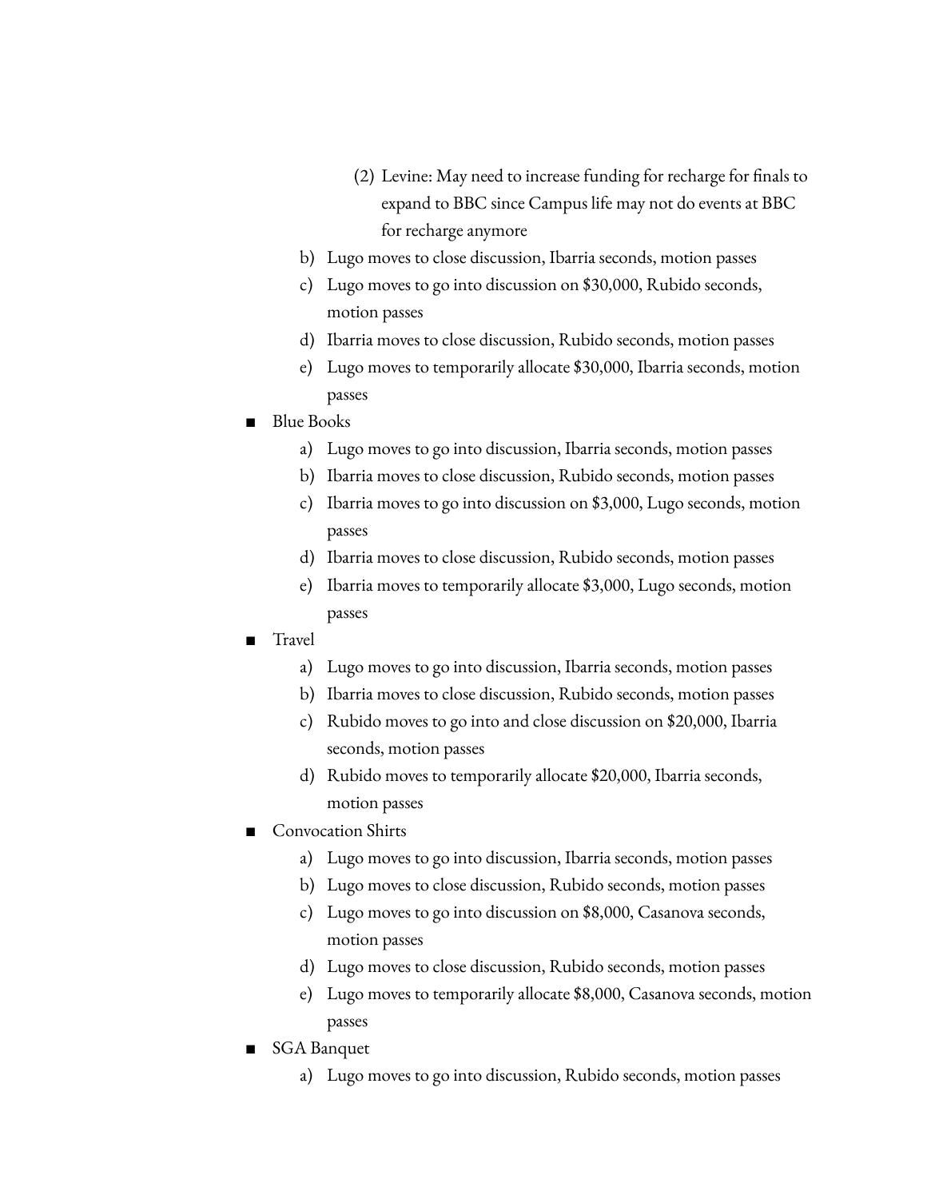(2) Levine: May need to increase funding for recharge for finals to expand to BBC since Campus life may not do events at BBC for recharge anymore

   b) Lugo moves to close discussion, Ibarria seconds, motion passes
   c) Lugo moves to go into discussion on $30,000, Rubido seconds, motion passes
   d) Ibarria moves to close discussion, Rubido seconds, motion passes
   e) Lugo moves to temporarily allocate $30,000, Ibarria seconds, motion passes

- Blue Books
   a) Lugo moves to go into discussion, Ibarria seconds, motion passes
   b) Ibarria moves to close discussion, Rubido seconds, motion passes
   c) Ibarria moves to go into discussion on $3,000, Lugo seconds, motion passes
   d) Ibarria moves to close discussion, Rubido seconds, motion passes
   e) Ibarria moves to temporarily allocate $3,000, Lugo seconds, motion passes
- Travel
   a) Lugo moves to go into discussion, Ibarria seconds, motion passes
   b) Ibarria moves to close discussion, Rubido seconds, motion passes
   c) Rubido moves to go into and close discussion on $20,000, Ibarria seconds, motion passes
   d) Rubido moves to temporarily allocate $20,000, Ibarria seconds, motion passes
- Convocation Shirts
   a) Lugo moves to go into discussion, Ibarria seconds, motion passes
   b) Lugo moves to close discussion, Rubido seconds, motion passes
   c) Lugo moves to go into discussion on $8,000, Casanova seconds, motion passes
   d) Lugo moves to close discussion, Rubido seconds, motion passes
   e) Lugo moves to temporarily allocate $8,000, Casanova seconds, motion passes
- SGA Banquet
   a) Lugo moves to go into discussion, Rubido seconds, motion passes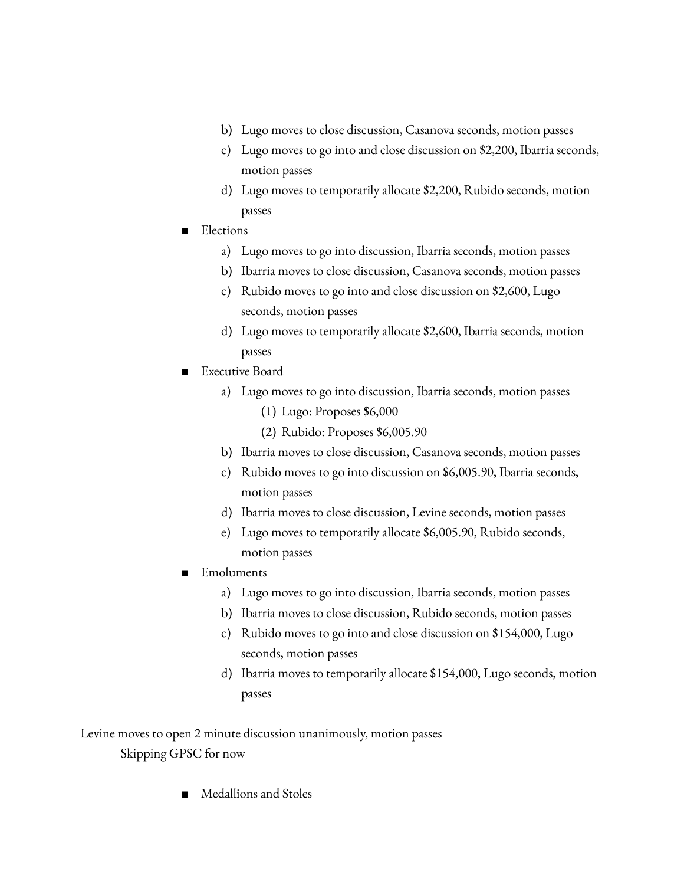b) Lugo moves to close discussion, Casanova seconds, motion passes
   c) Lugo moves to go into and close discussion on $2,200, Ibarria seconds, motion passes
   d) Lugo moves to temporarily allocate $2,200, Rubido seconds, motion passes

- Elections
   a) Lugo moves to go into discussion, Ibarria seconds, motion passes
   b) Ibarria moves to close discussion, Casanova seconds, motion passes
   c) Rubido moves to go into and close discussion on $2,600, Lugo seconds, motion passes
   d) Lugo moves to temporarily allocate $2,600, Ibarria seconds, motion passes

- Executive Board
   a) Lugo moves to go into discussion, Ibarria seconds, motion passes
      (1) Lugo: Proposes $6,000
      (2) Rubido: Proposes $6,005.90
   b) Ibarria moves to close discussion, Casanova seconds, motion passes
   c) Rubido moves to go into discussion on $6,005.90, Ibarria seconds, motion passes
   d) Ibarria moves to close discussion, Levine seconds, motion passes
   e) Lugo moves to temporarily allocate $6,005.90, Rubido seconds, motion passes

- Emoluments
   a) Lugo moves to go into discussion, Ibarria seconds, motion passes
   b) Ibarria moves to close discussion, Rubido seconds, motion passes
   c) Rubido moves to go into and close discussion on $154,000, Lugo seconds, motion passes
   d) Ibarria moves to temporarily allocate $154,000, Lugo seconds, motion passes

Levine moves to open 2 minute discussion unanimously, motion passes

Skipping GPSC for now

- Medallions and Stoles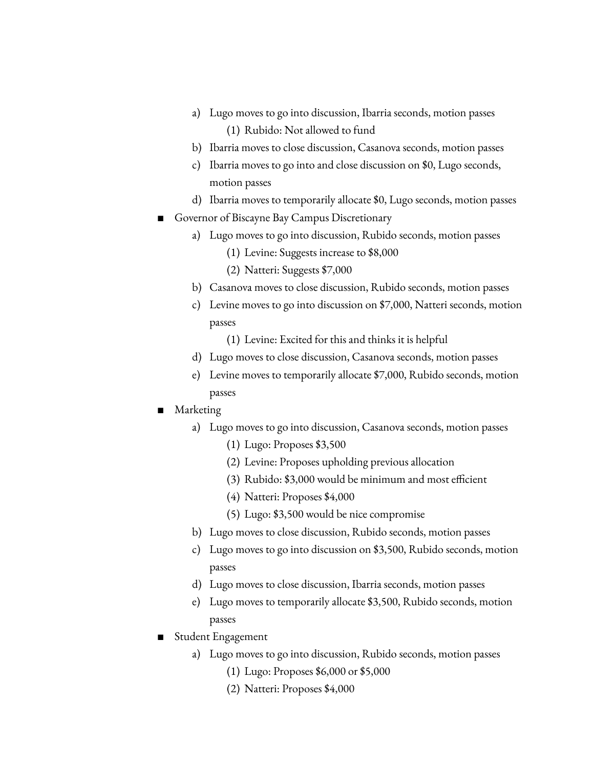a) Lugo moves to go into discussion, Ibarria seconds, motion passes
      (1) Rubido: Not allowed to fund
   b) Ibarria moves to close discussion, Casanova seconds, motion passes
   c) Ibarria moves to go into and close discussion on $0, Lugo seconds, motion passes
   d) Ibarria moves to temporarily allocate $0, Lugo seconds, motion passes

- Governor of Biscayne Bay Campus Discretionary
   a) Lugo moves to go into discussion, Rubido seconds, motion passes
      (1) Levine: Suggests increase to $8,000
      (2) Natteri: Suggests $7,000
   b) Casanova moves to close discussion, Rubido seconds, motion passes
   c) Levine moves to go into discussion on $7,000, Natteri seconds, motion passes
      (1) Levine: Excited for this and thinks it is helpful
   d) Lugo moves to close discussion, Casanova seconds, motion passes
   e) Levine moves to temporarily allocate $7,000, Rubido seconds, motion passes

- Marketing
   a) Lugo moves to go into discussion, Casanova seconds, motion passes
      (1) Lugo: Proposes $3,500
      (2) Levine: Proposes upholding previous allocation
      (3) Rubido: $3,000 would be minimum and most efficient
      (4) Natteri: Proposes $4,000
      (5) Lugo: $3,500 would be nice compromise
   b) Lugo moves to close discussion, Rubido seconds, motion passes
   c) Lugo moves to go into discussion on $3,500, Rubido seconds, motion passes
   d) Lugo moves to close discussion, Ibarria seconds, motion passes
   e) Lugo moves to temporarily allocate $3,500, Rubido seconds, motion passes

- Student Engagement
   a) Lugo moves to go into discussion, Rubido seconds, motion passes
      (1) Lugo: Proposes $6,000 or $5,000
      (2) Natteri: Proposes $4,000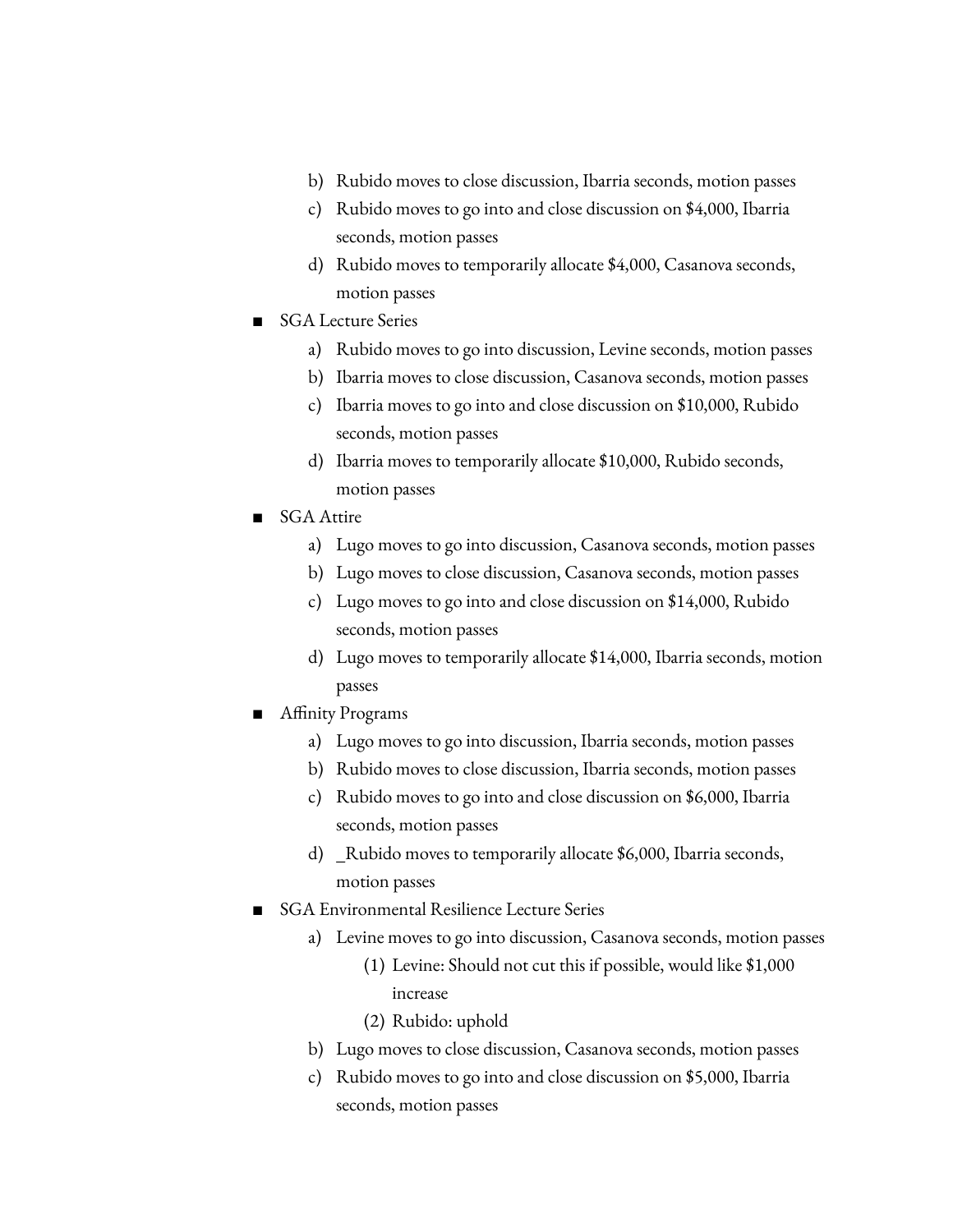b) Rubido moves to close discussion, Ibarria seconds, motion passes
   c) Rubido moves to go into and close discussion on $4,000, Ibarria seconds, motion passes
   d) Rubido moves to temporarily allocate $4,000, Casanova seconds, motion passes

- SGA Lecture Series
   a) Rubido moves to go into discussion, Levine seconds, motion passes
   b) Ibarria moves to close discussion, Casanova seconds, motion passes
   c) Ibarria moves to go into and close discussion on $10,000, Rubido seconds, motion passes
   d) Ibarria moves to temporarily allocate $10,000, Rubido seconds, motion passes
- SGA Attire
   a) Lugo moves to go into discussion, Casanova seconds, motion passes
   b) Lugo moves to close discussion, Casanova seconds, motion passes
   c) Lugo moves to go into and close discussion on $14,000, Rubido seconds, motion passes
   d) Lugo moves to temporarily allocate $14,000, Ibarria seconds, motion passes
- Affinity Programs
   a) Lugo moves to go into discussion, Ibarria seconds, motion passes
   b) Rubido moves to close discussion, Ibarria seconds, motion passes
   c) Rubido moves to go into and close discussion on $6,000, Ibarria seconds, motion passes
   d) _Rubido moves to temporarily allocate $6,000, Ibarria seconds, motion passes
- SGA Environmental Resilience Lecture Series
   a) Levine moves to go into discussion, Casanova seconds, motion passes
      (1) Levine: Should not cut this if possible, would like $1,000 increase
      (2) Rubido: uphold
   b) Lugo moves to close discussion, Casanova seconds, motion passes
   c) Rubido moves to go into and close discussion on $5,000, Ibarria seconds, motion passes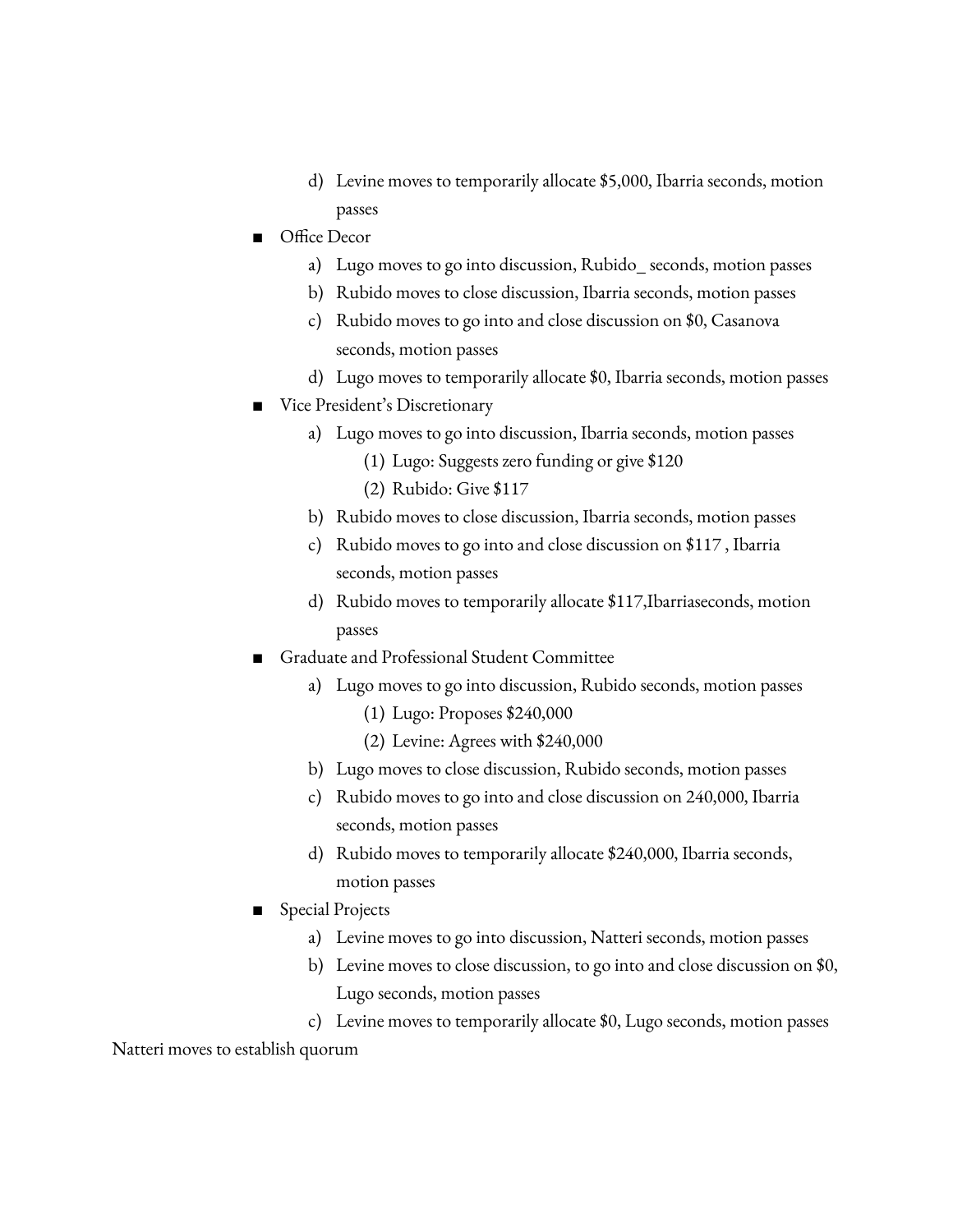d) Levine moves to temporarily allocate $5,000, Ibarria seconds, motion passes

- Office Decor
   a) Lugo moves to go into discussion, Rubido_ seconds, motion passes
   b) Rubido moves to close discussion, Ibarria seconds, motion passes
   c) Rubido moves to go into and close discussion on $0, Casanova seconds, motion passes
   d) Lugo moves to temporarily allocate $0, Ibarria seconds, motion passes
- Vice President's Discretionary
   a) Lugo moves to go into discussion, Ibarria seconds, motion passes
      (1) Lugo: Suggests zero funding or give $120
      (2) Rubido: Give $117
   b) Rubido moves to close discussion, Ibarria seconds, motion passes
   c) Rubido moves to go into and close discussion on $117 , Ibarria seconds, motion passes
   d) Rubido moves to temporarily allocate $117,Ibarriaseconds, motion passes
- Graduate and Professional Student Committee
   a) Lugo moves to go into discussion, Rubido seconds, motion passes
      (1) Lugo: Proposes $240,000
      (2) Levine: Agrees with $240,000
   b) Lugo moves to close discussion, Rubido seconds, motion passes
   c) Rubido moves to go into and close discussion on 240,000, Ibarria seconds, motion passes
   d) Rubido moves to temporarily allocate $240,000, Ibarria seconds, motion passes
- Special Projects
   a) Levine moves to go into discussion, Natteri seconds, motion passes
   b) Levine moves to close discussion, to go into and close discussion on $0, Lugo seconds, motion passes
   c) Levine moves to temporarily allocate $0, Lugo seconds, motion passes

Natteri moves to establish quorum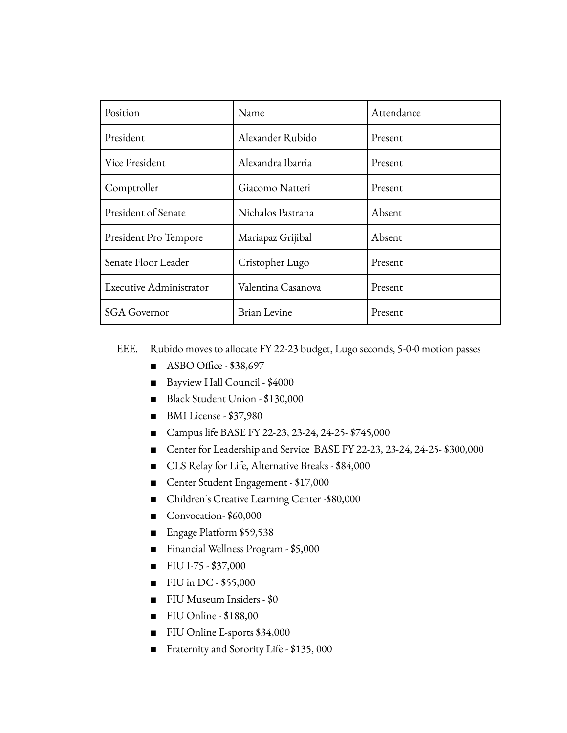| Position | Name | Attendance |
|---|---|---|
| President | Alexander Rubido | Present |
| Vice President | Alexandra Ibarria | Present |
| Comptroller | Giacomo Natteri | Present |
| President of Senate | Nichalos Pastrana | Absent |
| President Pro Tempore | Mariapaz Grijibal | Absent |
| Senate Floor Leader | Cristopher Lugo | Present |
| Executive Administrator | Valentina Casanova | Present |
| SGA Governor | Brian Levine | Present |

EEE. Rubido moves to allocate FY 22-23 budget, Lugo seconds, 5-0-0 motion passes

- ASBO Office - $38,697
- Bayview Hall Council - $4000
- Black Student Union - $130,000
- BMI License - $37,980
- Campus life BASE FY 22-23, 23-24, 24-25- $745,000
- Center for Leadership and Service BASE FY 22-23, 23-24, 24-25- $300,000
- CLS Relay for Life, Alternative Breaks - $84,000
- Center Student Engagement - $17,000
- Children's Creative Learning Center -$80,000
- Convocation- $60,000
- Engage Platform $59,538
- Financial Wellness Program - $5,000
- FIU I-75 - $37,000
- FIU in DC - $55,000
- FIU Museum Insiders - $0
- FIU Online - $188,00
- FIU Online E-sports $34,000
- Fraternity and Sorority Life - $135, 000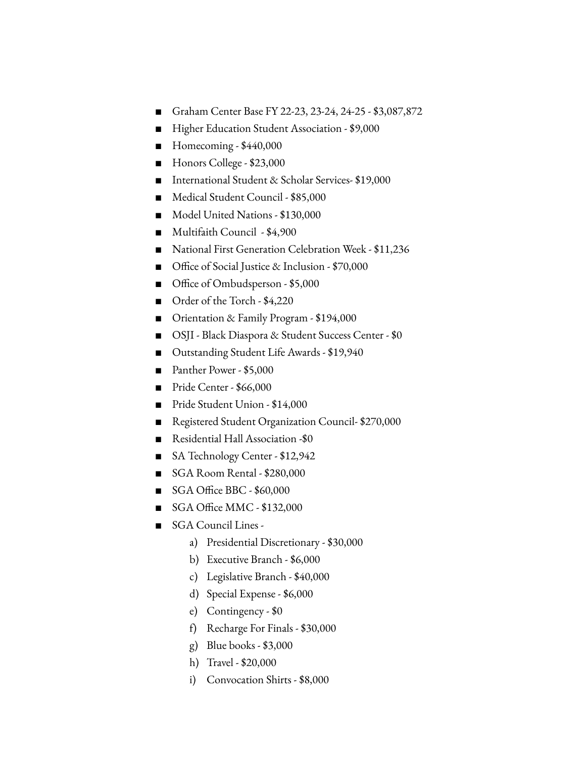- Graham Center Base FY 22-23, 23-24, 24-25 - $3,087,872
- Higher Education Student Association - $9,000
- Homecoming - $440,000
- Honors College - $23,000
- International Student & Scholar Services- $19,000
- Medical Student Council - $85,000
- Model United Nations - $130,000
- Multifaith Council - $4,900
- National First Generation Celebration Week - $11,236
- Office of Social Justice & Inclusion - $70,000
- Office of Ombudsperson - $5,000
- Order of the Torch - $4,220
- Orientation & Family Program - $194,000
- OSJI - Black Diaspora & Student Success Center - $0
- Outstanding Student Life Awards - $19,940
- Panther Power - $5,000
- Pride Center - $66,000
- Pride Student Union - $14,000
- Registered Student Organization Council- $270,000
- Residential Hall Association -$0
- SA Technology Center - $12,942
- SGA Room Rental - $280,000
- SGA Office BBC - $60,000
- SGA Office MMC - $132,000
- SGA Council Lines -
    a) Presidential Discretionary - $30,000
    b) Executive Branch - $6,000
    c) Legislative Branch - $40,000
    d) Special Expense - $6,000
    e) Contingency - $0
    f) Recharge For Finals - $30,000
    g) Blue books - $3,000
    h) Travel - $20,000
    i) Convocation Shirts - $8,000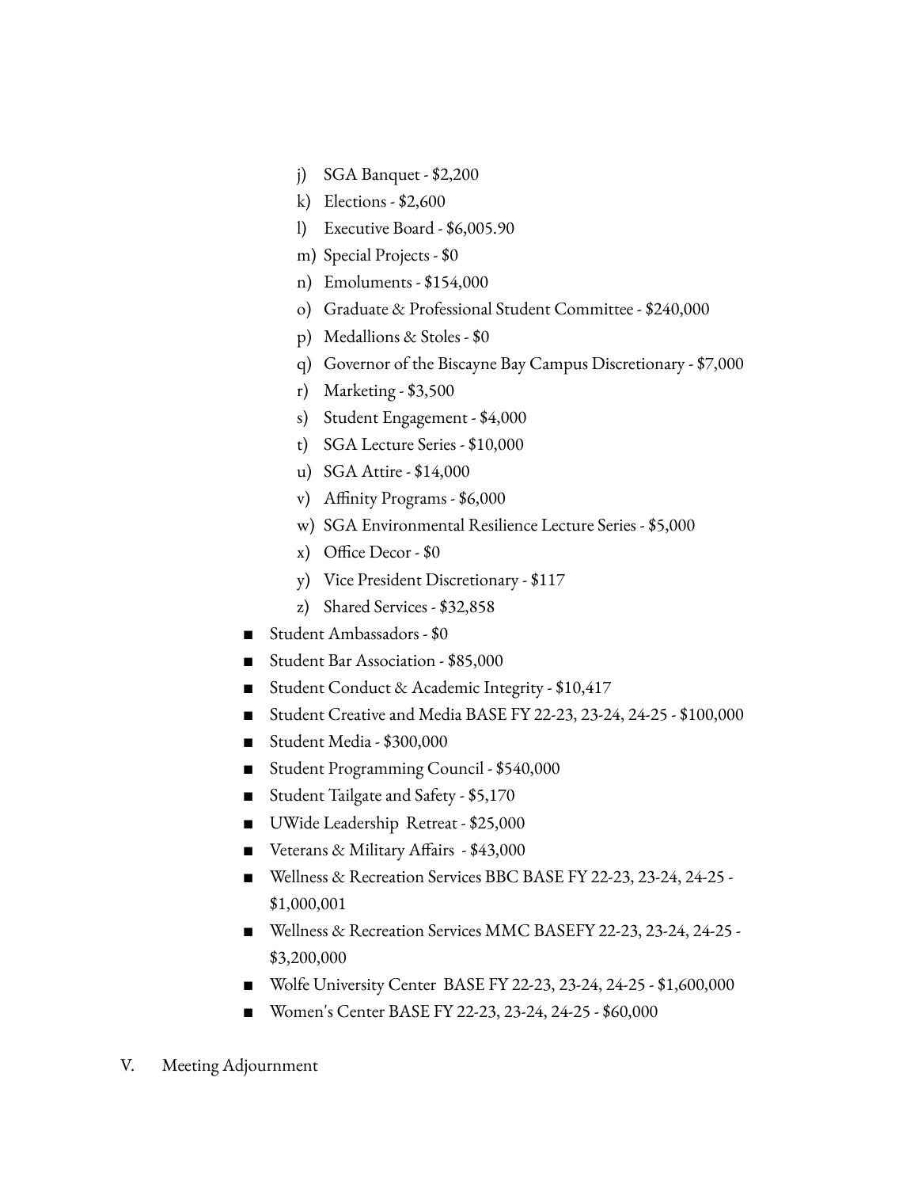- j) SGA Banquet - $2,200
- k) Elections - $2,600
- l) Executive Board - $6,005.90
- m) Special Projects - $0
- n) Emoluments - $154,000
- o) Graduate & Professional Student Committee - $240,000
- p) Medallions & Stoles - $0
- q) Governor of the Biscayne Bay Campus Discretionary - $7,000
- r) Marketing - $3,500
- s) Student Engagement - $4,000
- t) SGA Lecture Series - $10,000
- u) SGA Attire - $14,000
- v) Affinity Programs - $6,000
- w) SGA Environmental Resilience Lecture Series - $5,000
- x) Office Decor - $0
- y) Vice President Discretionary - $117
- z) Shared Services - $32,858

- Student Ambassadors - $0
- Student Bar Association - $85,000
- Student Conduct & Academic Integrity - $10,417
- Student Creative and Media BASE FY 22-23, 23-24, 24-25 - $100,000
- Student Media - $300,000
- Student Programming Council - $540,000
- Student Tailgate and Safety - $5,170
- UWide Leadership Retreat - $25,000
- Veterans & Military Affairs - $43,000
- Wellness & Recreation Services BBC BASE FY 22-23, 23-24, 24-25 - $1,000,001
- Wellness & Recreation Services MMC BASEFY 22-23, 23-24, 24-25 - $3,200,000
- Wolfe University Center BASE FY 22-23, 23-24, 24-25 - $1,600,000
- Women's Center BASE FY 22-23, 23-24, 24-25 - $60,000

V. Meeting Adjournment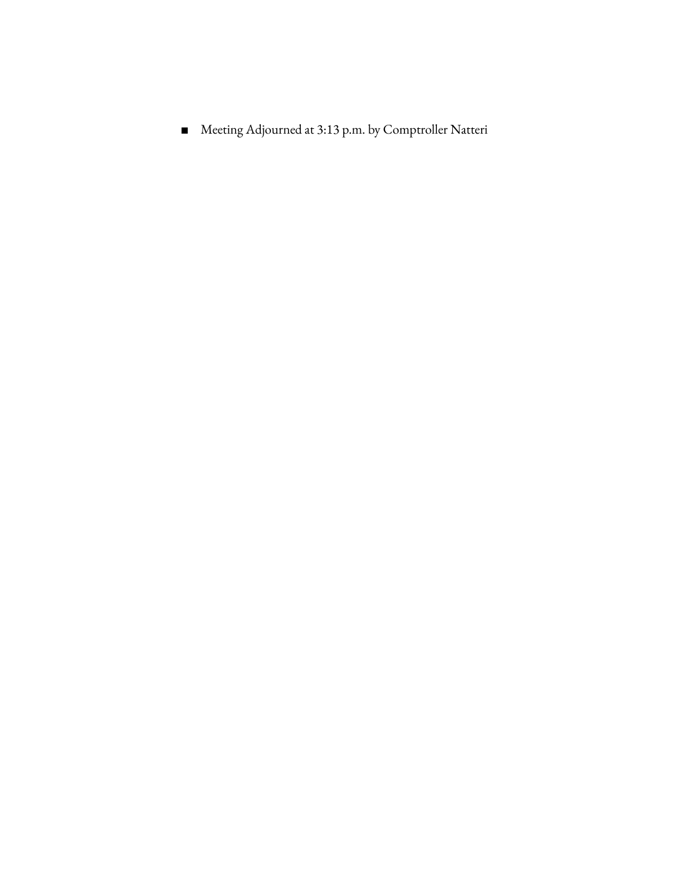- Meeting Adjourned at 3:13 p.m. by Comptroller Natteri